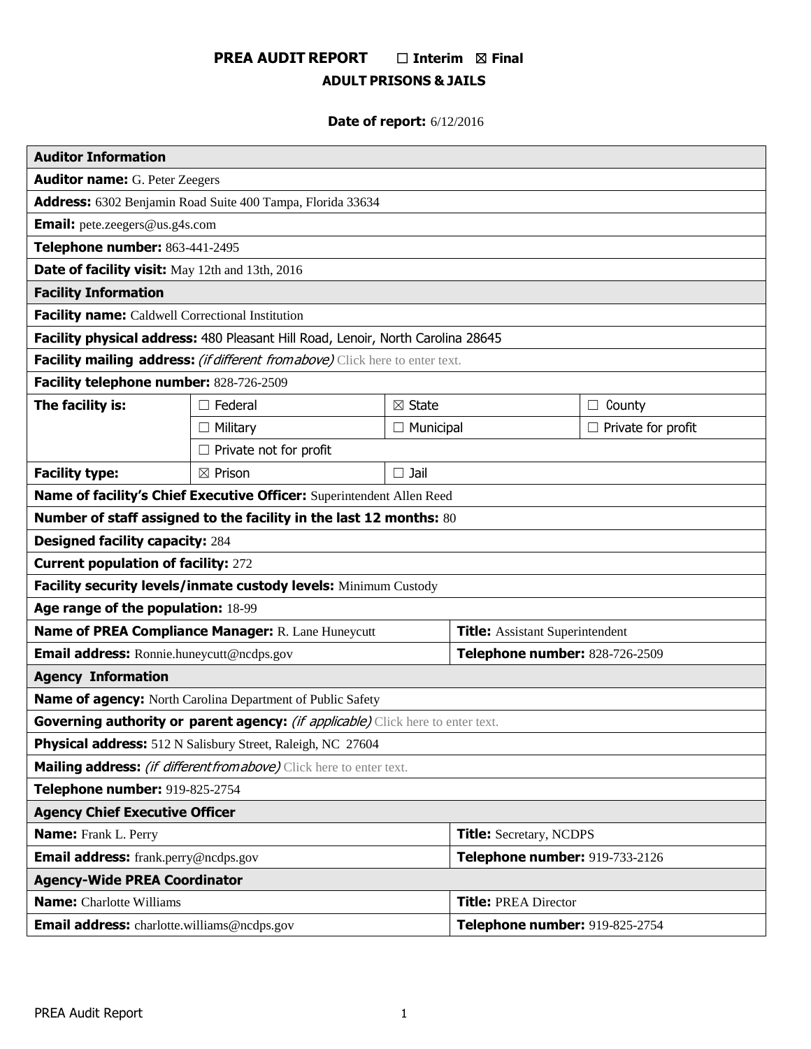# PREA AUDIT REPORT ☐ Interim ☒ Final

## ADULT PRISONS & JAILS

**Date of report:** 6/12/2016

| **Auditor Information** | | | |
|---|---|---|---|
| **Auditor name:** G. Peter Zeegers | | | |
| **Address:** 6302 Benjamin Road Suite 400 Tampa, Florida 33634 | | | |
| **Email:** pete.zeegers@us.g4s.com | | | |
| **Telephone number:** 863-441-2495 | | | |
| **Date of facility visit:** May 12th and 13th, 2016 | | | |
| **Facility Information** | | | |
| **Facility name:** Caldwell Correctional Institution | | | |
| **Facility physical address:** 480 Pleasant Hill Road, Lenoir, North Carolina 28645 | | | |
| **Facility mailing address:** *(if different from above)* Click here to enter text. | | | |
| **Facility telephone number:** 828-726-2509 | | | |
| **The facility is:** | ☐ Federal | ☒ State | ☐ County |
| | ☐ Military | ☐ Municipal | ☐ Private for profit |
| | ☐ Private not for profit | | |
| **Facility type:** | ☒ Prison | ☐ Jail | |
| **Name of facility's Chief Executive Officer:** Superintendent Allen Reed | | | |
| **Number of staff assigned to the facility in the last 12 months:** 80 | | | |
| **Designed facility capacity:** 284 | | | |
| **Current population of facility:** 272 | | | |
| **Facility security levels/inmate custody levels:** Minimum Custody | | | |
| **Age range of the population:** 18-99 | | | |
| **Name of PREA Compliance Manager:** R. Lane Huneycutt | | **Title:** Assistant Superintendent | |
| **Email address:** Ronnie.huneycutt@ncdps.gov | | **Telephone number:** 828-726-2509 | |
| **Agency Information** | | | |
| **Name of agency:** North Carolina Department of Public Safety | | | |
| **Governing authority or parent agency:** *(if applicable)* Click here to enter text. | | | |
| **Physical address:** 512 N Salisbury Street, Raleigh, NC 27604 | | | |
| **Mailing address:** *(if different from above)* Click here to enter text. | | | |
| **Telephone number:** 919-825-2754 | | | |
| **Agency Chief Executive Officer** | | | |
| **Name:** Frank L. Perry | | **Title:** Secretary, NCDPS | |
| **Email address:** frank.perry@ncdps.gov | | **Telephone number:** 919-733-2126 | |
| **Agency-Wide PREA Coordinator** | | | |
| **Name:** Charlotte Williams | | **Title:** PREA Director | |
| **Email address:** charlotte.williams@ncdps.gov | | **Telephone number:** 919-825-2754 | |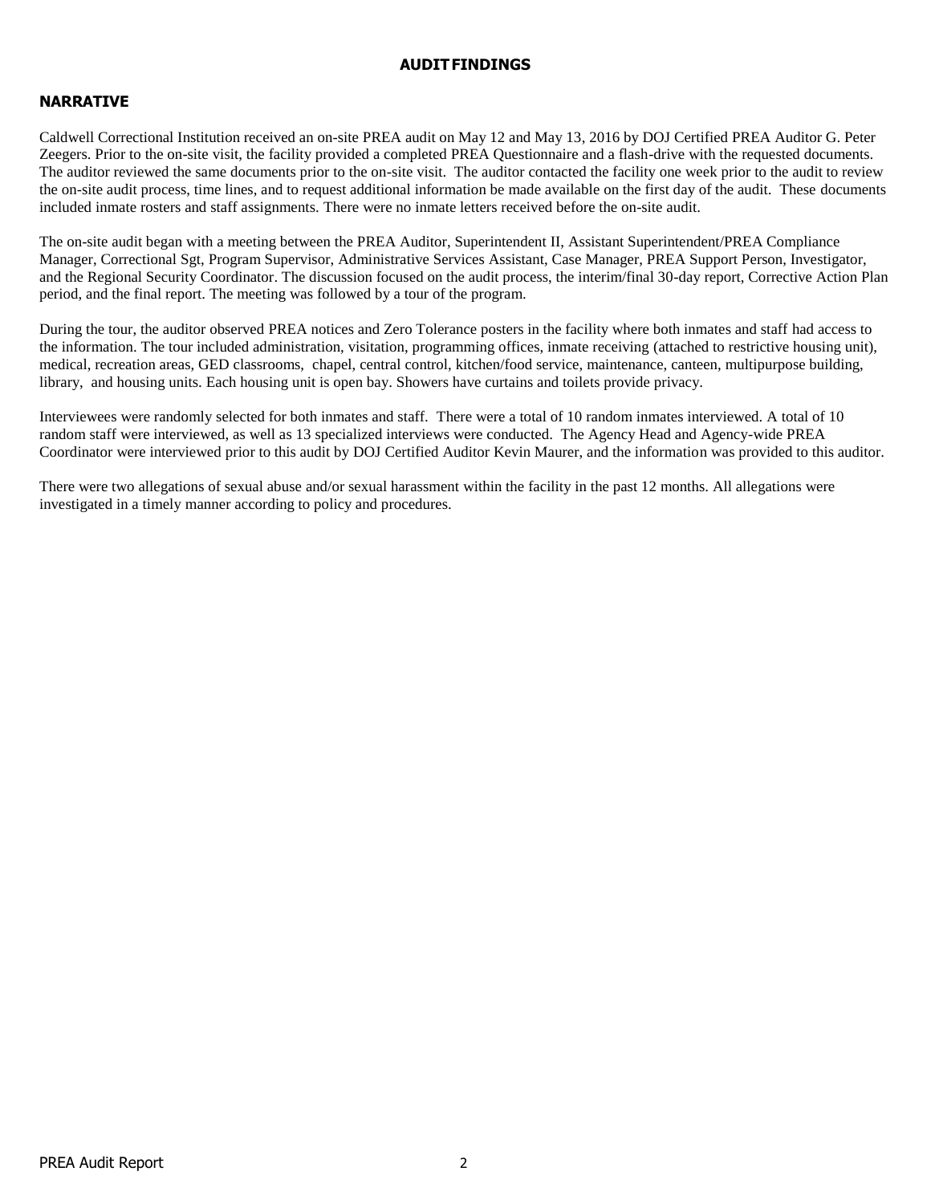# AUDIT FINDINGS

## NARRATIVE

Caldwell Correctional Institution received an on-site PREA audit on May 12 and May 13, 2016 by DOJ Certified PREA Auditor G. Peter Zeegers. Prior to the on-site visit, the facility provided a completed PREA Questionnaire and a flash-drive with the requested documents. The auditor reviewed the same documents prior to the on-site visit. The auditor contacted the facility one week prior to the audit to review the on-site audit process, time lines, and to request additional information be made available on the first day of the audit. These documents included inmate rosters and staff assignments. There were no inmate letters received before the on-site audit.

The on-site audit began with a meeting between the PREA Auditor, Superintendent II, Assistant Superintendent/PREA Compliance Manager, Correctional Sgt, Program Supervisor, Administrative Services Assistant, Case Manager, PREA Support Person, Investigator, and the Regional Security Coordinator. The discussion focused on the audit process, the interim/final 30-day report, Corrective Action Plan period, and the final report. The meeting was followed by a tour of the program.

During the tour, the auditor observed PREA notices and Zero Tolerance posters in the facility where both inmates and staff had access to the information. The tour included administration, visitation, programming offices, inmate receiving (attached to restrictive housing unit), medical, recreation areas, GED classrooms, chapel, central control, kitchen/food service, maintenance, canteen, multipurpose building, library, and housing units. Each housing unit is open bay. Showers have curtains and toilets provide privacy.

Interviewees were randomly selected for both inmates and staff. There were a total of 10 random inmates interviewed. A total of 10 random staff were interviewed, as well as 13 specialized interviews were conducted. The Agency Head and Agency-wide PREA Coordinator were interviewed prior to this audit by DOJ Certified Auditor Kevin Maurer, and the information was provided to this auditor.

There were two allegations of sexual abuse and/or sexual harassment within the facility in the past 12 months. All allegations were investigated in a timely manner according to policy and procedures.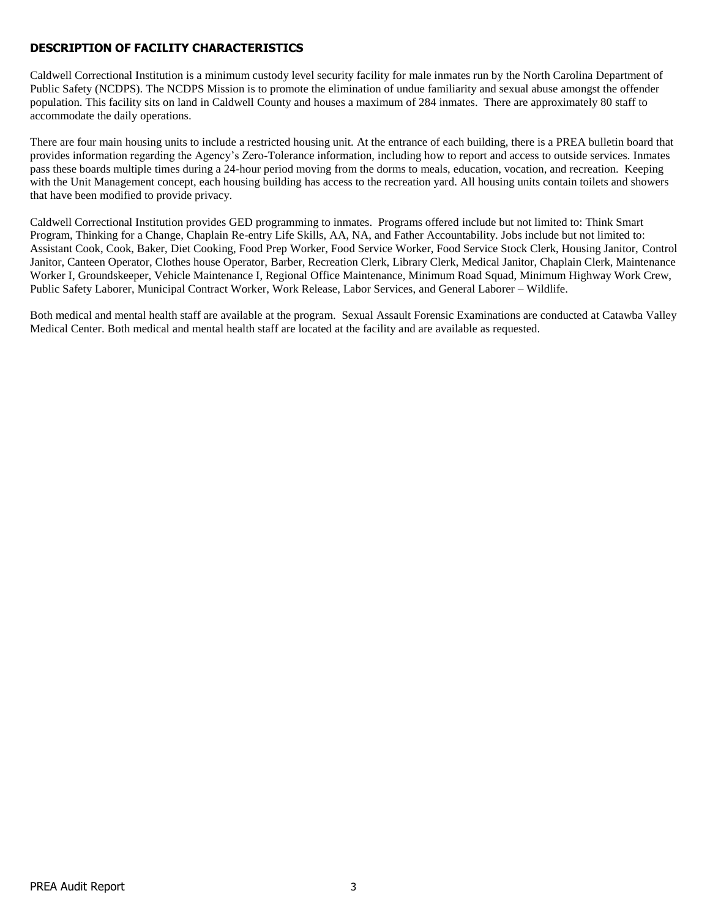## DESCRIPTION OF FACILITY CHARACTERISTICS

Caldwell Correctional Institution is a minimum custody level security facility for male inmates run by the North Carolina Department of Public Safety (NCDPS). The NCDPS Mission is to promote the elimination of undue familiarity and sexual abuse amongst the offender population. This facility sits on land in Caldwell County and houses a maximum of 284 inmates. There are approximately 80 staff to accommodate the daily operations.

There are four main housing units to include a restricted housing unit. At the entrance of each building, there is a PREA bulletin board that provides information regarding the Agency's Zero-Tolerance information, including how to report and access to outside services. Inmates pass these boards multiple times during a 24-hour period moving from the dorms to meals, education, vocation, and recreation. Keeping with the Unit Management concept, each housing building has access to the recreation yard. All housing units contain toilets and showers that have been modified to provide privacy.

Caldwell Correctional Institution provides GED programming to inmates. Programs offered include but not limited to: Think Smart Program, Thinking for a Change, Chaplain Re-entry Life Skills, AA, NA, and Father Accountability. Jobs include but not limited to: Assistant Cook, Cook, Baker, Diet Cooking, Food Prep Worker, Food Service Worker, Food Service Stock Clerk, Housing Janitor, Control Janitor, Canteen Operator, Clothes house Operator, Barber, Recreation Clerk, Library Clerk, Medical Janitor, Chaplain Clerk, Maintenance Worker I, Groundskeeper, Vehicle Maintenance I, Regional Office Maintenance, Minimum Road Squad, Minimum Highway Work Crew, Public Safety Laborer, Municipal Contract Worker, Work Release, Labor Services, and General Laborer – Wildlife.

Both medical and mental health staff are available at the program. Sexual Assault Forensic Examinations are conducted at Catawba Valley Medical Center. Both medical and mental health staff are located at the facility and are available as requested.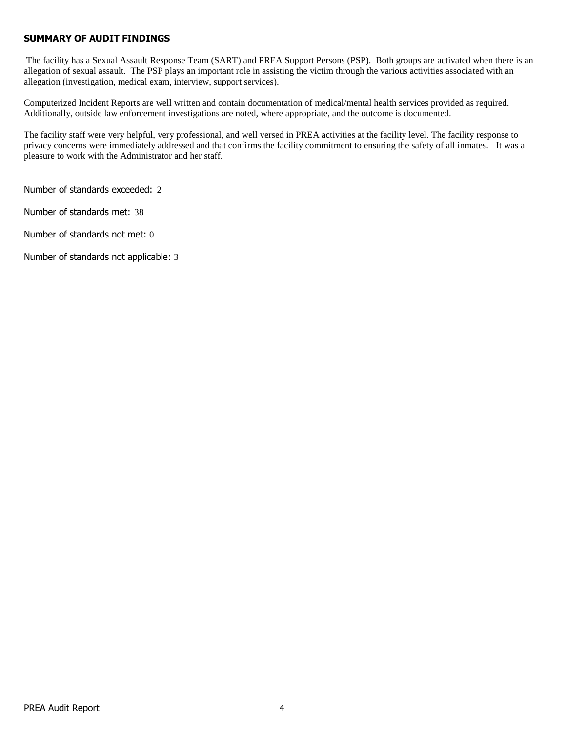## SUMMARY OF AUDIT FINDINGS

The facility has a Sexual Assault Response Team (SART) and PREA Support Persons (PSP). Both groups are activated when there is an allegation of sexual assault. The PSP plays an important role in assisting the victim through the various activities associated with an allegation (investigation, medical exam, interview, support services).

Computerized Incident Reports are well written and contain documentation of medical/mental health services provided as required. Additionally, outside law enforcement investigations are noted, where appropriate, and the outcome is documented.

The facility staff were very helpful, very professional, and well versed in PREA activities at the facility level. The facility response to privacy concerns were immediately addressed and that confirms the facility commitment to ensuring the safety of all inmates. It was a pleasure to work with the Administrator and her staff.

Number of standards exceeded: 2

Number of standards met: 38

Number of standards not met: 0

Number of standards not applicable: 3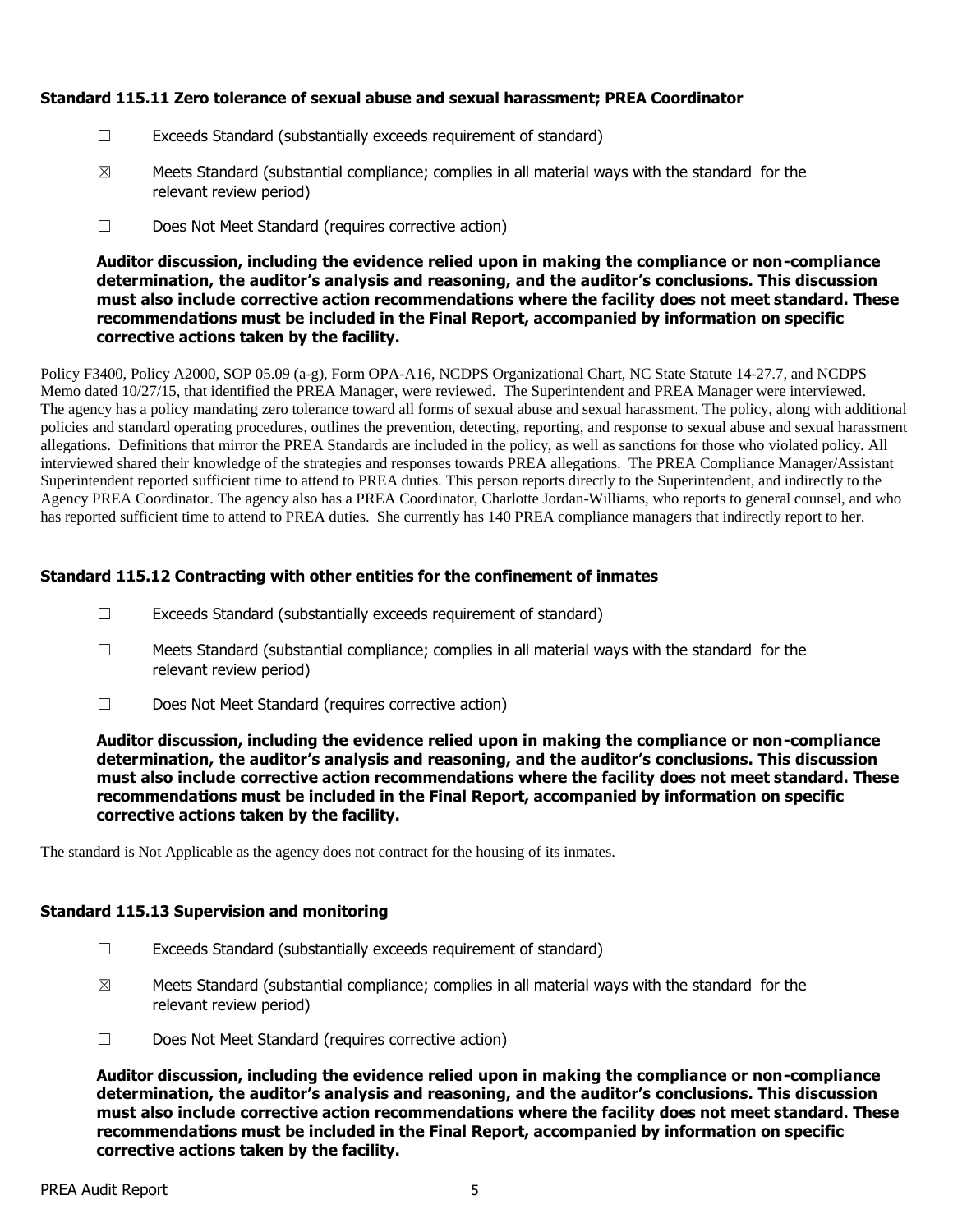### Standard 115.11 Zero tolerance of sexual abuse and sexual harassment; PREA Coordinator

☐ Exceeds Standard (substantially exceeds requirement of standard)

☒ Meets Standard (substantial compliance; complies in all material ways with the standard for the relevant review period)

☐ Does Not Meet Standard (requires corrective action)

**Auditor discussion, including the evidence relied upon in making the compliance or non-compliance determination, the auditor's analysis and reasoning, and the auditor's conclusions. This discussion must also include corrective action recommendations where the facility does not meet standard. These recommendations must be included in the Final Report, accompanied by information on specific corrective actions taken by the facility.**

Policy F3400, Policy A2000, SOP 05.09 (a-g), Form OPA-A16, NCDPS Organizational Chart, NC State Statute 14-27.7, and NCDPS Memo dated 10/27/15, that identified the PREA Manager, were reviewed. The Superintendent and PREA Manager were interviewed. The agency has a policy mandating zero tolerance toward all forms of sexual abuse and sexual harassment. The policy, along with additional policies and standard operating procedures, outlines the prevention, detecting, reporting, and response to sexual abuse and sexual harassment allegations. Definitions that mirror the PREA Standards are included in the policy, as well as sanctions for those who violated policy. All interviewed shared their knowledge of the strategies and responses towards PREA allegations. The PREA Compliance Manager/Assistant Superintendent reported sufficient time to attend to PREA duties. This person reports directly to the Superintendent, and indirectly to the Agency PREA Coordinator. The agency also has a PREA Coordinator, Charlotte Jordan-Williams, who reports to general counsel, and who has reported sufficient time to attend to PREA duties. She currently has 140 PREA compliance managers that indirectly report to her.

### Standard 115.12 Contracting with other entities for the confinement of inmates

☐ Exceeds Standard (substantially exceeds requirement of standard)

☐ Meets Standard (substantial compliance; complies in all material ways with the standard for the relevant review period)

☐ Does Not Meet Standard (requires corrective action)

**Auditor discussion, including the evidence relied upon in making the compliance or non-compliance determination, the auditor's analysis and reasoning, and the auditor's conclusions. This discussion must also include corrective action recommendations where the facility does not meet standard. These recommendations must be included in the Final Report, accompanied by information on specific corrective actions taken by the facility.**

The standard is Not Applicable as the agency does not contract for the housing of its inmates.

### Standard 115.13 Supervision and monitoring

☐ Exceeds Standard (substantially exceeds requirement of standard)

☒ Meets Standard (substantial compliance; complies in all material ways with the standard for the relevant review period)

☐ Does Not Meet Standard (requires corrective action)

**Auditor discussion, including the evidence relied upon in making the compliance or non-compliance determination, the auditor's analysis and reasoning, and the auditor's conclusions. This discussion must also include corrective action recommendations where the facility does not meet standard. These recommendations must be included in the Final Report, accompanied by information on specific corrective actions taken by the facility.**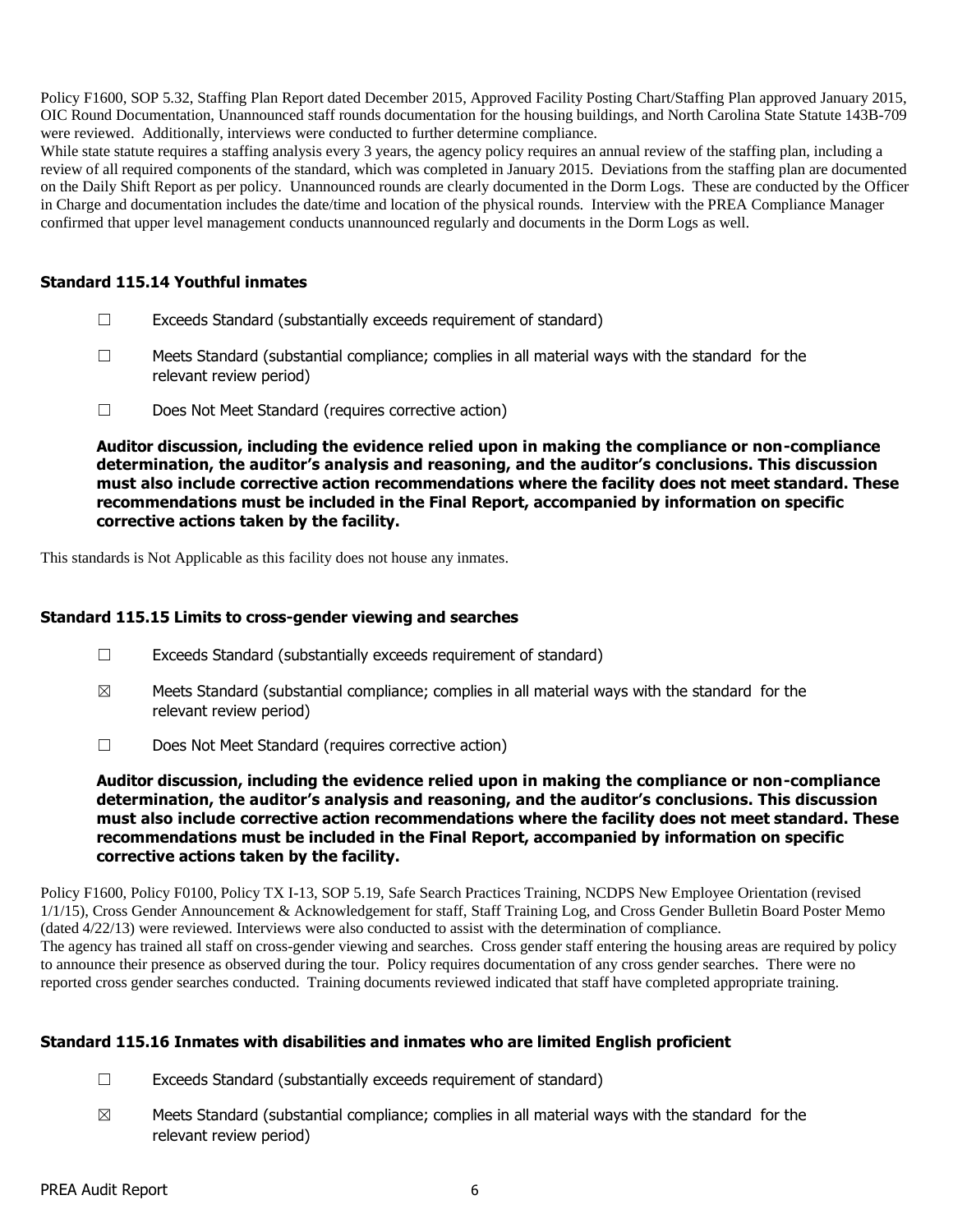Policy F1600, SOP 5.32, Staffing Plan Report dated December 2015, Approved Facility Posting Chart/Staffing Plan approved January 2015, OIC Round Documentation, Unannounced staff rounds documentation for the housing buildings, and North Carolina State Statute 143B-709 were reviewed. Additionally, interviews were conducted to further determine compliance.

While state statute requires a staffing analysis every 3 years, the agency policy requires an annual review of the staffing plan, including a review of all required components of the standard, which was completed in January 2015. Deviations from the staffing plan are documented on the Daily Shift Report as per policy. Unannounced rounds are clearly documented in the Dorm Logs. These are conducted by the Officer in Charge and documentation includes the date/time and location of the physical rounds. Interview with the PREA Compliance Manager confirmed that upper level management conducts unannounced regularly and documents in the Dorm Logs as well.

### Standard 115.14 Youthful inmates

☐ Exceeds Standard (substantially exceeds requirement of standard)

☐ Meets Standard (substantial compliance; complies in all material ways with the standard for the relevant review period)

☐ Does Not Meet Standard (requires corrective action)

**Auditor discussion, including the evidence relied upon in making the compliance or non-compliance determination, the auditor's analysis and reasoning, and the auditor's conclusions. This discussion must also include corrective action recommendations where the facility does not meet standard. These recommendations must be included in the Final Report, accompanied by information on specific corrective actions taken by the facility.**

This standards is Not Applicable as this facility does not house any inmates.

### Standard 115.15 Limits to cross-gender viewing and searches

☐ Exceeds Standard (substantially exceeds requirement of standard)

☒ Meets Standard (substantial compliance; complies in all material ways with the standard for the relevant review period)

☐ Does Not Meet Standard (requires corrective action)

**Auditor discussion, including the evidence relied upon in making the compliance or non-compliance determination, the auditor's analysis and reasoning, and the auditor's conclusions. This discussion must also include corrective action recommendations where the facility does not meet standard. These recommendations must be included in the Final Report, accompanied by information on specific corrective actions taken by the facility.**

Policy F1600, Policy F0100, Policy TX I-13, SOP 5.19, Safe Search Practices Training, NCDPS New Employee Orientation (revised 1/1/15), Cross Gender Announcement & Acknowledgement for staff, Staff Training Log, and Cross Gender Bulletin Board Poster Memo (dated 4/22/13) were reviewed. Interviews were also conducted to assist with the determination of compliance.

The agency has trained all staff on cross-gender viewing and searches. Cross gender staff entering the housing areas are required by policy to announce their presence as observed during the tour. Policy requires documentation of any cross gender searches. There were no reported cross gender searches conducted. Training documents reviewed indicated that staff have completed appropriate training.

### Standard 115.16 Inmates with disabilities and inmates who are limited English proficient

☐ Exceeds Standard (substantially exceeds requirement of standard)

☒ Meets Standard (substantial compliance; complies in all material ways with the standard for the relevant review period)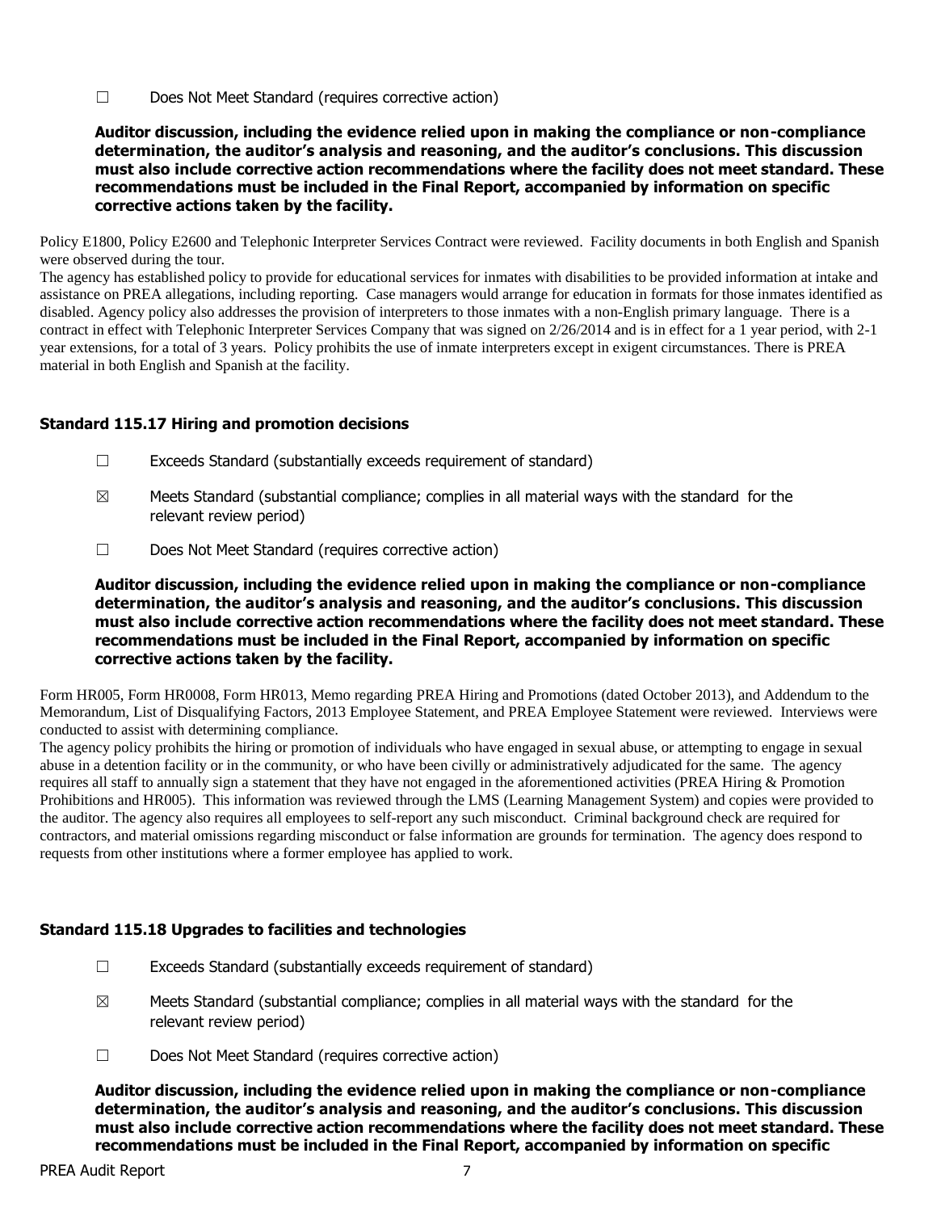☐ Does Not Meet Standard (requires corrective action)

**Auditor discussion, including the evidence relied upon in making the compliance or non-compliance determination, the auditor's analysis and reasoning, and the auditor's conclusions. This discussion must also include corrective action recommendations where the facility does not meet standard. These recommendations must be included in the Final Report, accompanied by information on specific corrective actions taken by the facility.**

Policy E1800, Policy E2600 and Telephonic Interpreter Services Contract were reviewed. Facility documents in both English and Spanish were observed during the tour.

The agency has established policy to provide for educational services for inmates with disabilities to be provided information at intake and assistance on PREA allegations, including reporting. Case managers would arrange for education in formats for those inmates identified as disabled. Agency policy also addresses the provision of interpreters to those inmates with a non-English primary language. There is a contract in effect with Telephonic Interpreter Services Company that was signed on 2/26/2014 and is in effect for a 1 year period, with 2-1 year extensions, for a total of 3 years. Policy prohibits the use of inmate interpreters except in exigent circumstances. There is PREA material in both English and Spanish at the facility.

### Standard 115.17 Hiring and promotion decisions

☐ Exceeds Standard (substantially exceeds requirement of standard)

☒ Meets Standard (substantial compliance; complies in all material ways with the standard for the relevant review period)

☐ Does Not Meet Standard (requires corrective action)

**Auditor discussion, including the evidence relied upon in making the compliance or non-compliance determination, the auditor's analysis and reasoning, and the auditor's conclusions. This discussion must also include corrective action recommendations where the facility does not meet standard. These recommendations must be included in the Final Report, accompanied by information on specific corrective actions taken by the facility.**

Form HR005, Form HR0008, Form HR013, Memo regarding PREA Hiring and Promotions (dated October 2013), and Addendum to the Memorandum, List of Disqualifying Factors, 2013 Employee Statement, and PREA Employee Statement were reviewed. Interviews were conducted to assist with determining compliance.

The agency policy prohibits the hiring or promotion of individuals who have engaged in sexual abuse, or attempting to engage in sexual abuse in a detention facility or in the community, or who have been civilly or administratively adjudicated for the same. The agency requires all staff to annually sign a statement that they have not engaged in the aforementioned activities (PREA Hiring & Promotion Prohibitions and HR005). This information was reviewed through the LMS (Learning Management System) and copies were provided to the auditor. The agency also requires all employees to self-report any such misconduct. Criminal background check are required for contractors, and material omissions regarding misconduct or false information are grounds for termination. The agency does respond to requests from other institutions where a former employee has applied to work.

### Standard 115.18 Upgrades to facilities and technologies

☐ Exceeds Standard (substantially exceeds requirement of standard)

☒ Meets Standard (substantial compliance; complies in all material ways with the standard for the relevant review period)

☐ Does Not Meet Standard (requires corrective action)

**Auditor discussion, including the evidence relied upon in making the compliance or non-compliance determination, the auditor's analysis and reasoning, and the auditor's conclusions. This discussion must also include corrective action recommendations where the facility does not meet standard. These recommendations must be included in the Final Report, accompanied by information on specific**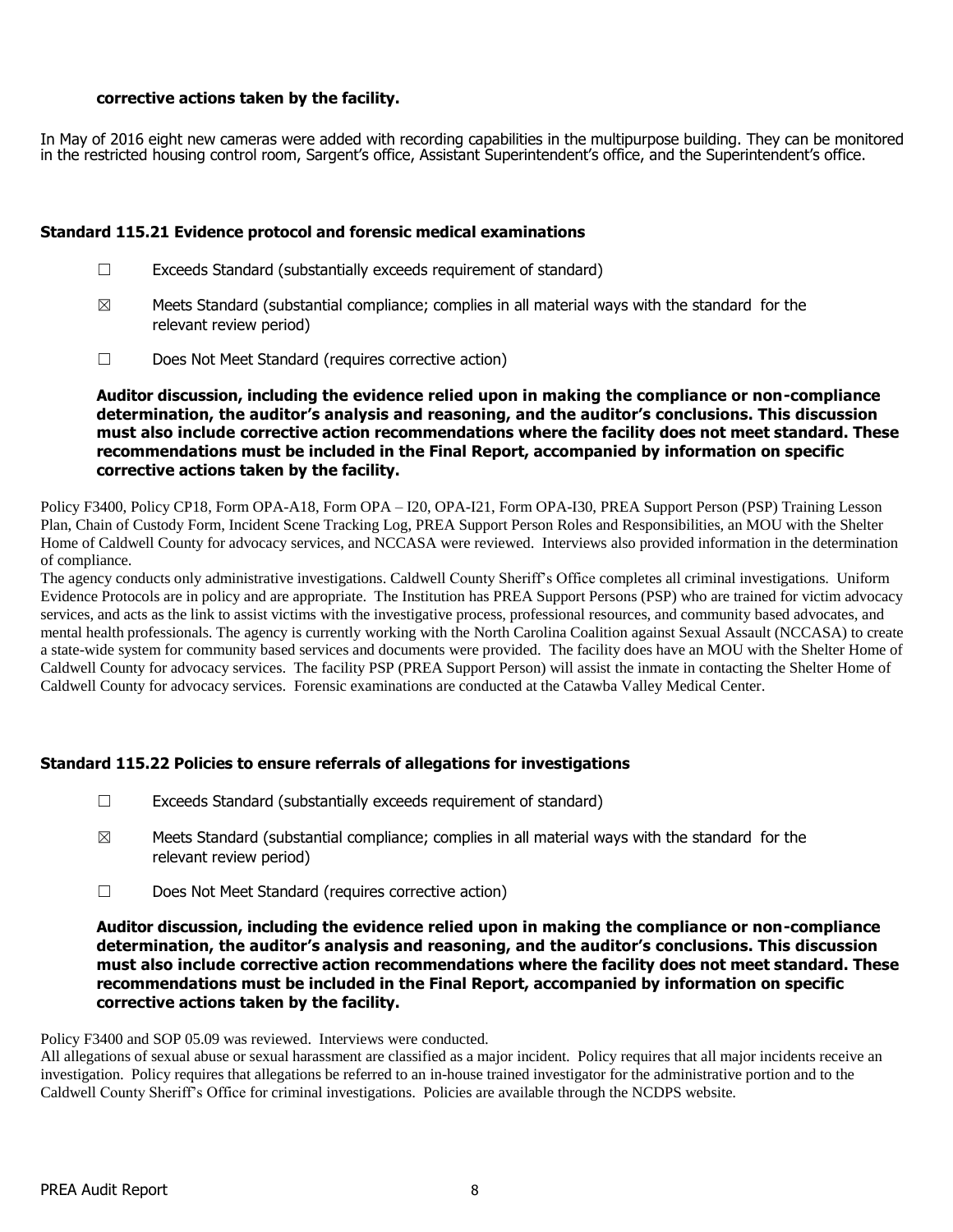**corrective actions taken by the facility.**

In May of 2016 eight new cameras were added with recording capabilities in the multipurpose building. They can be monitored in the restricted housing control room, Sargent's office, Assistant Superintendent's office, and the Superintendent's office.

### Standard 115.21 Evidence protocol and forensic medical examinations

☐ Exceeds Standard (substantially exceeds requirement of standard)

☒ Meets Standard (substantial compliance; complies in all material ways with the standard for the relevant review period)

☐ Does Not Meet Standard (requires corrective action)

**Auditor discussion, including the evidence relied upon in making the compliance or non-compliance determination, the auditor's analysis and reasoning, and the auditor's conclusions. This discussion must also include corrective action recommendations where the facility does not meet standard. These recommendations must be included in the Final Report, accompanied by information on specific corrective actions taken by the facility.**

Policy F3400, Policy CP18, Form OPA-A18, Form OPA – I20, OPA-I21, Form OPA-I30, PREA Support Person (PSP) Training Lesson Plan, Chain of Custody Form, Incident Scene Tracking Log, PREA Support Person Roles and Responsibilities, an MOU with the Shelter Home of Caldwell County for advocacy services, and NCCASA were reviewed. Interviews also provided information in the determination of compliance.

The agency conducts only administrative investigations. Caldwell County Sheriff's Office completes all criminal investigations. Uniform Evidence Protocols are in policy and are appropriate. The Institution has PREA Support Persons (PSP) who are trained for victim advocacy services, and acts as the link to assist victims with the investigative process, professional resources, and community based advocates, and mental health professionals. The agency is currently working with the North Carolina Coalition against Sexual Assault (NCCASA) to create a state-wide system for community based services and documents were provided. The facility does have an MOU with the Shelter Home of Caldwell County for advocacy services. The facility PSP (PREA Support Person) will assist the inmate in contacting the Shelter Home of Caldwell County for advocacy services. Forensic examinations are conducted at the Catawba Valley Medical Center.

### Standard 115.22 Policies to ensure referrals of allegations for investigations

☐ Exceeds Standard (substantially exceeds requirement of standard)

☒ Meets Standard (substantial compliance; complies in all material ways with the standard for the relevant review period)

☐ Does Not Meet Standard (requires corrective action)

**Auditor discussion, including the evidence relied upon in making the compliance or non-compliance determination, the auditor's analysis and reasoning, and the auditor's conclusions. This discussion must also include corrective action recommendations where the facility does not meet standard. These recommendations must be included in the Final Report, accompanied by information on specific corrective actions taken by the facility.**

Policy F3400 and SOP 05.09 was reviewed. Interviews were conducted.

All allegations of sexual abuse or sexual harassment are classified as a major incident. Policy requires that all major incidents receive an investigation. Policy requires that allegations be referred to an in-house trained investigator for the administrative portion and to the Caldwell County Sheriff's Office for criminal investigations. Policies are available through the NCDPS website.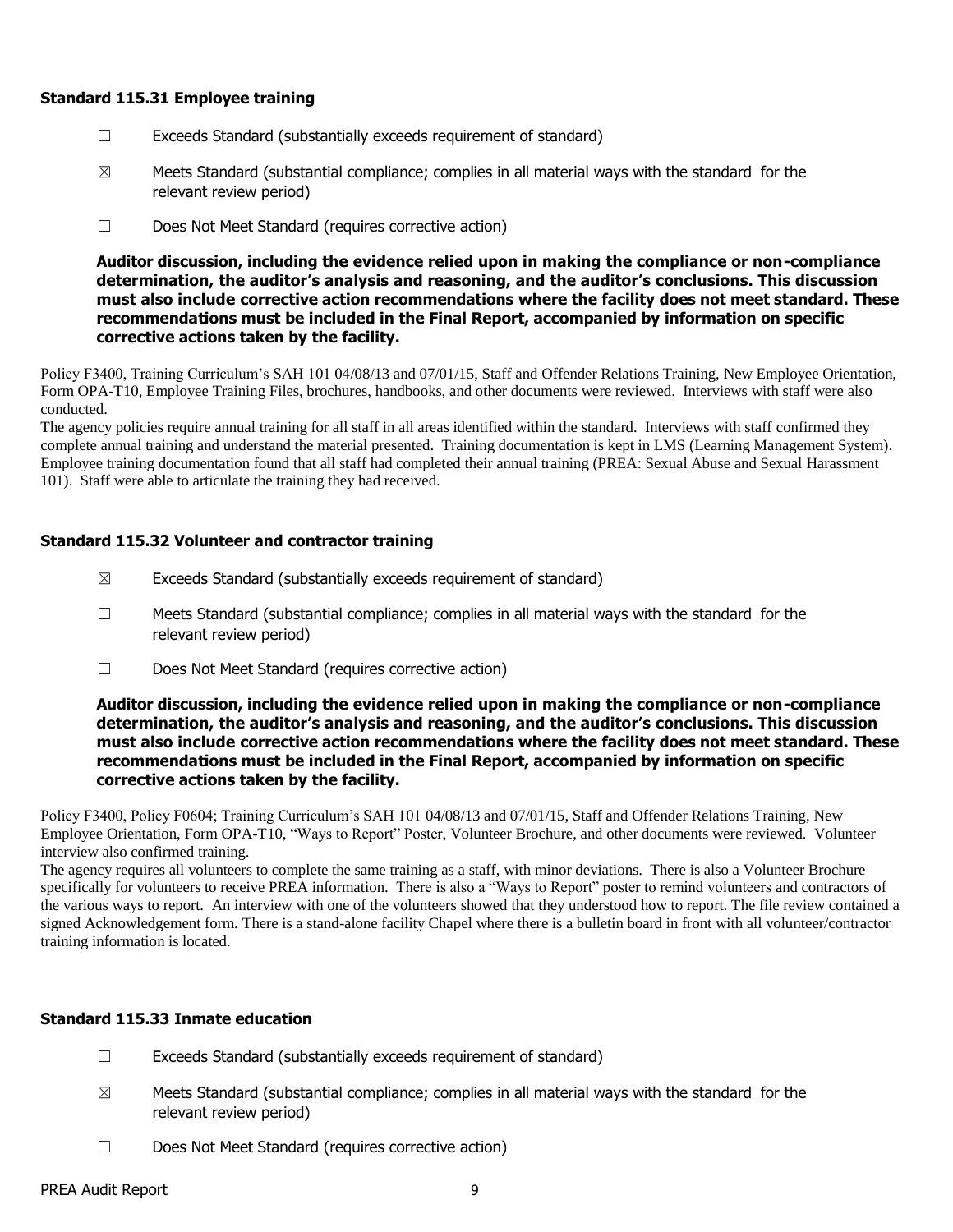### Standard 115.31 Employee training

☐ Exceeds Standard (substantially exceeds requirement of standard)

☒ Meets Standard (substantial compliance; complies in all material ways with the standard for the relevant review period)

☐ Does Not Meet Standard (requires corrective action)

**Auditor discussion, including the evidence relied upon in making the compliance or non-compliance determination, the auditor's analysis and reasoning, and the auditor's conclusions. This discussion must also include corrective action recommendations where the facility does not meet standard. These recommendations must be included in the Final Report, accompanied by information on specific corrective actions taken by the facility.**

Policy F3400, Training Curriculum's SAH 101 04/08/13 and 07/01/15, Staff and Offender Relations Training, New Employee Orientation, Form OPA-T10, Employee Training Files, brochures, handbooks, and other documents were reviewed. Interviews with staff were also conducted.

The agency policies require annual training for all staff in all areas identified within the standard. Interviews with staff confirmed they complete annual training and understand the material presented. Training documentation is kept in LMS (Learning Management System). Employee training documentation found that all staff had completed their annual training (PREA: Sexual Abuse and Sexual Harassment 101). Staff were able to articulate the training they had received.

### Standard 115.32 Volunteer and contractor training

☒ Exceeds Standard (substantially exceeds requirement of standard)

☐ Meets Standard (substantial compliance; complies in all material ways with the standard for the relevant review period)

☐ Does Not Meet Standard (requires corrective action)

**Auditor discussion, including the evidence relied upon in making the compliance or non-compliance determination, the auditor's analysis and reasoning, and the auditor's conclusions. This discussion must also include corrective action recommendations where the facility does not meet standard. These recommendations must be included in the Final Report, accompanied by information on specific corrective actions taken by the facility.**

Policy F3400, Policy F0604; Training Curriculum's SAH 101 04/08/13 and 07/01/15, Staff and Offender Relations Training, New Employee Orientation, Form OPA-T10, "Ways to Report" Poster, Volunteer Brochure, and other documents were reviewed. Volunteer interview also confirmed training.

The agency requires all volunteers to complete the same training as a staff, with minor deviations. There is also a Volunteer Brochure specifically for volunteers to receive PREA information. There is also a "Ways to Report" poster to remind volunteers and contractors of the various ways to report. An interview with one of the volunteers showed that they understood how to report. The file review contained a signed Acknowledgement form. There is a stand-alone facility Chapel where there is a bulletin board in front with all volunteer/contractor training information is located.

### Standard 115.33 Inmate education

☐ Exceeds Standard (substantially exceeds requirement of standard)

☒ Meets Standard (substantial compliance; complies in all material ways with the standard for the relevant review period)

☐ Does Not Meet Standard (requires corrective action)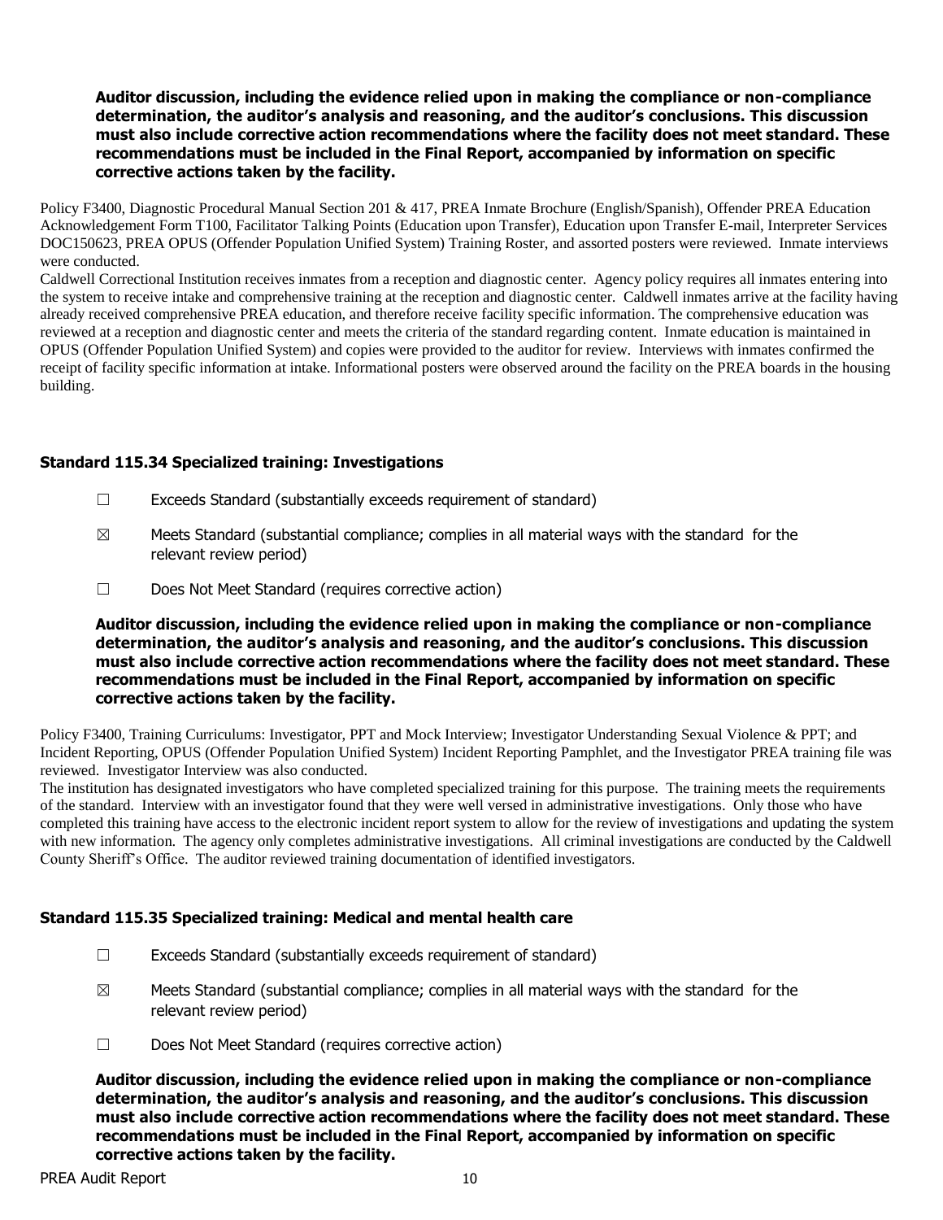**Auditor discussion, including the evidence relied upon in making the compliance or non-compliance determination, the auditor's analysis and reasoning, and the auditor's conclusions. This discussion must also include corrective action recommendations where the facility does not meet standard. These recommendations must be included in the Final Report, accompanied by information on specific corrective actions taken by the facility.**

Policy F3400, Diagnostic Procedural Manual Section 201 & 417, PREA Inmate Brochure (English/Spanish), Offender PREA Education Acknowledgement Form T100, Facilitator Talking Points (Education upon Transfer), Education upon Transfer E-mail, Interpreter Services DOC150623, PREA OPUS (Offender Population Unified System) Training Roster, and assorted posters were reviewed. Inmate interviews were conducted.

Caldwell Correctional Institution receives inmates from a reception and diagnostic center. Agency policy requires all inmates entering into the system to receive intake and comprehensive training at the reception and diagnostic center. Caldwell inmates arrive at the facility having already received comprehensive PREA education, and therefore receive facility specific information. The comprehensive education was reviewed at a reception and diagnostic center and meets the criteria of the standard regarding content. Inmate education is maintained in OPUS (Offender Population Unified System) and copies were provided to the auditor for review. Interviews with inmates confirmed the receipt of facility specific information at intake. Informational posters were observed around the facility on the PREA boards in the housing building.

### Standard 115.34 Specialized training: Investigations

☐ Exceeds Standard (substantially exceeds requirement of standard)

☒ Meets Standard (substantial compliance; complies in all material ways with the standard for the relevant review period)

☐ Does Not Meet Standard (requires corrective action)

**Auditor discussion, including the evidence relied upon in making the compliance or non-compliance determination, the auditor's analysis and reasoning, and the auditor's conclusions. This discussion must also include corrective action recommendations where the facility does not meet standard. These recommendations must be included in the Final Report, accompanied by information on specific corrective actions taken by the facility.**

Policy F3400, Training Curriculums: Investigator, PPT and Mock Interview; Investigator Understanding Sexual Violence & PPT; and Incident Reporting, OPUS (Offender Population Unified System) Incident Reporting Pamphlet, and the Investigator PREA training file was reviewed. Investigator Interview was also conducted.

The institution has designated investigators who have completed specialized training for this purpose. The training meets the requirements of the standard. Interview with an investigator found that they were well versed in administrative investigations. Only those who have completed this training have access to the electronic incident report system to allow for the review of investigations and updating the system with new information. The agency only completes administrative investigations. All criminal investigations are conducted by the Caldwell County Sheriff's Office. The auditor reviewed training documentation of identified investigators.

### Standard 115.35 Specialized training: Medical and mental health care

☐ Exceeds Standard (substantially exceeds requirement of standard)

☒ Meets Standard (substantial compliance; complies in all material ways with the standard for the relevant review period)

☐ Does Not Meet Standard (requires corrective action)

**Auditor discussion, including the evidence relied upon in making the compliance or non-compliance determination, the auditor's analysis and reasoning, and the auditor's conclusions. This discussion must also include corrective action recommendations where the facility does not meet standard. These recommendations must be included in the Final Report, accompanied by information on specific corrective actions taken by the facility.**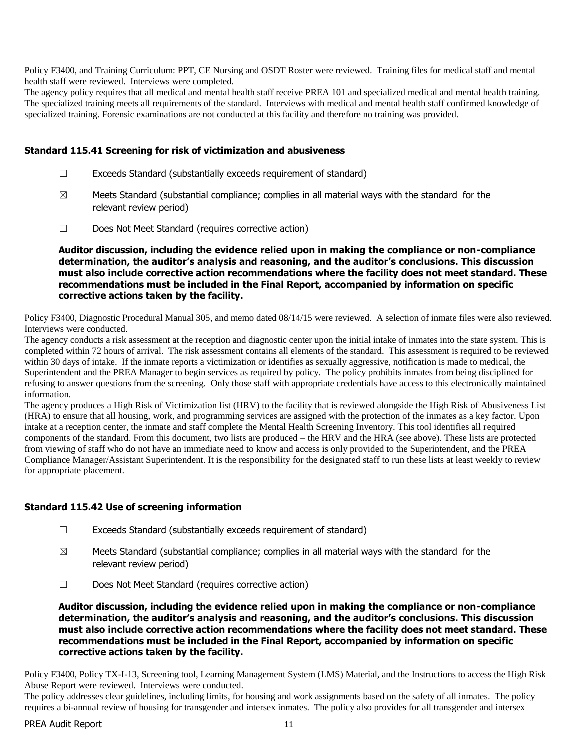Policy F3400, and Training Curriculum: PPT, CE Nursing and OSDT Roster were reviewed. Training files for medical staff and mental health staff were reviewed. Interviews were completed.
The agency policy requires that all medical and mental health staff receive PREA 101 and specialized medical and mental health training. The specialized training meets all requirements of the standard. Interviews with medical and mental health staff confirmed knowledge of specialized training. Forensic examinations are not conducted at this facility and therefore no training was provided.

### Standard 115.41 Screening for risk of victimization and abusiveness

☐ Exceeds Standard (substantially exceeds requirement of standard)

☒ Meets Standard (substantial compliance; complies in all material ways with the standard for the relevant review period)

☐ Does Not Meet Standard (requires corrective action)

**Auditor discussion, including the evidence relied upon in making the compliance or non-compliance determination, the auditor's analysis and reasoning, and the auditor's conclusions. This discussion must also include corrective action recommendations where the facility does not meet standard. These recommendations must be included in the Final Report, accompanied by information on specific corrective actions taken by the facility.**

Policy F3400, Diagnostic Procedural Manual 305, and memo dated 08/14/15 were reviewed. A selection of inmate files were also reviewed. Interviews were conducted.
The agency conducts a risk assessment at the reception and diagnostic center upon the initial intake of inmates into the state system. This is completed within 72 hours of arrival. The risk assessment contains all elements of the standard. This assessment is required to be reviewed within 30 days of intake. If the inmate reports a victimization or identifies as sexually aggressive, notification is made to medical, the Superintendent and the PREA Manager to begin services as required by policy. The policy prohibits inmates from being disciplined for refusing to answer questions from the screening. Only those staff with appropriate credentials have access to this electronically maintained information.
The agency produces a High Risk of Victimization list (HRV) to the facility that is reviewed alongside the High Risk of Abusiveness List (HRA) to ensure that all housing, work, and programming services are assigned with the protection of the inmates as a key factor. Upon intake at a reception center, the inmate and staff complete the Mental Health Screening Inventory. This tool identifies all required components of the standard. From this document, two lists are produced – the HRV and the HRA (see above). These lists are protected from viewing of staff who do not have an immediate need to know and access is only provided to the Superintendent, and the PREA Compliance Manager/Assistant Superintendent. It is the responsibility for the designated staff to run these lists at least weekly to review for appropriate placement.

### Standard 115.42 Use of screening information

☐ Exceeds Standard (substantially exceeds requirement of standard)

☒ Meets Standard (substantial compliance; complies in all material ways with the standard for the relevant review period)

☐ Does Not Meet Standard (requires corrective action)

**Auditor discussion, including the evidence relied upon in making the compliance or non-compliance determination, the auditor's analysis and reasoning, and the auditor's conclusions. This discussion must also include corrective action recommendations where the facility does not meet standard. These recommendations must be included in the Final Report, accompanied by information on specific corrective actions taken by the facility.**

Policy F3400, Policy TX-I-13, Screening tool, Learning Management System (LMS) Material, and the Instructions to access the High Risk Abuse Report were reviewed. Interviews were conducted.
The policy addresses clear guidelines, including limits, for housing and work assignments based on the safety of all inmates. The policy requires a bi-annual review of housing for transgender and intersex inmates. The policy also provides for all transgender and intersex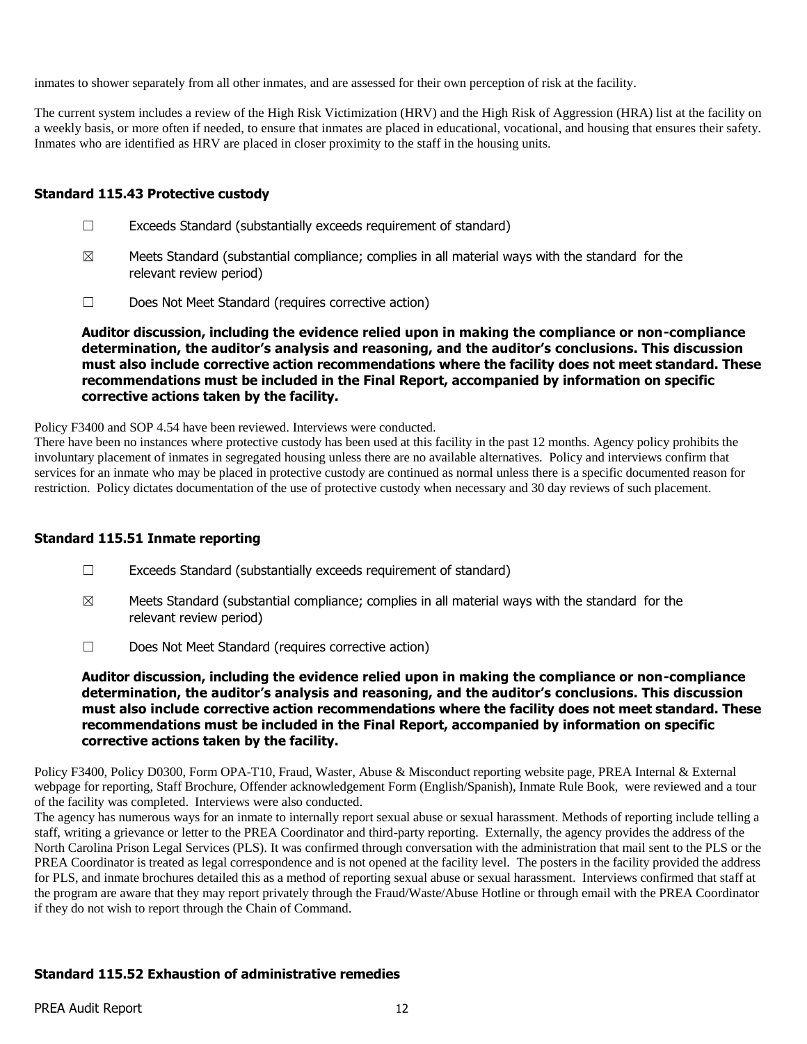inmates to shower separately from all other inmates, and are assessed for their own perception of risk at the facility.

The current system includes a review of the High Risk Victimization (HRV) and the High Risk of Aggression (HRA) list at the facility on a weekly basis, or more often if needed, to ensure that inmates are placed in educational, vocational, and housing that ensures their safety. Inmates who are identified as HRV are placed in closer proximity to the staff in the housing units.

### Standard 115.43 Protective custody

☐ Exceeds Standard (substantially exceeds requirement of standard)

☒ Meets Standard (substantial compliance; complies in all material ways with the standard for the relevant review period)

☐ Does Not Meet Standard (requires corrective action)

**Auditor discussion, including the evidence relied upon in making the compliance or non-compliance determination, the auditor's analysis and reasoning, and the auditor's conclusions. This discussion must also include corrective action recommendations where the facility does not meet standard. These recommendations must be included in the Final Report, accompanied by information on specific corrective actions taken by the facility.**

Policy F3400 and SOP 4.54 have been reviewed. Interviews were conducted.
There have been no instances where protective custody has been used at this facility in the past 12 months. Agency policy prohibits the involuntary placement of inmates in segregated housing unless there are no available alternatives. Policy and interviews confirm that services for an inmate who may be placed in protective custody are continued as normal unless there is a specific documented reason for restriction. Policy dictates documentation of the use of protective custody when necessary and 30 day reviews of such placement.

### Standard 115.51 Inmate reporting

☐ Exceeds Standard (substantially exceeds requirement of standard)

☒ Meets Standard (substantial compliance; complies in all material ways with the standard for the relevant review period)

☐ Does Not Meet Standard (requires corrective action)

**Auditor discussion, including the evidence relied upon in making the compliance or non-compliance determination, the auditor's analysis and reasoning, and the auditor's conclusions. This discussion must also include corrective action recommendations where the facility does not meet standard. These recommendations must be included in the Final Report, accompanied by information on specific corrective actions taken by the facility.**

Policy F3400, Policy D0300, Form OPA-T10, Fraud, Waster, Abuse & Misconduct reporting website page, PREA Internal & External webpage for reporting, Staff Brochure, Offender acknowledgement Form (English/Spanish), Inmate Rule Book, were reviewed and a tour of the facility was completed. Interviews were also conducted.
The agency has numerous ways for an inmate to internally report sexual abuse or sexual harassment. Methods of reporting include telling a staff, writing a grievance or letter to the PREA Coordinator and third-party reporting. Externally, the agency provides the address of the North Carolina Prison Legal Services (PLS). It was confirmed through conversation with the administration that mail sent to the PLS or the PREA Coordinator is treated as legal correspondence and is not opened at the facility level. The posters in the facility provided the address for PLS, and inmate brochures detailed this as a method of reporting sexual abuse or sexual harassment. Interviews confirmed that staff at the program are aware that they may report privately through the Fraud/Waste/Abuse Hotline or through email with the PREA Coordinator if they do not wish to report through the Chain of Command.

### Standard 115.52 Exhaustion of administrative remedies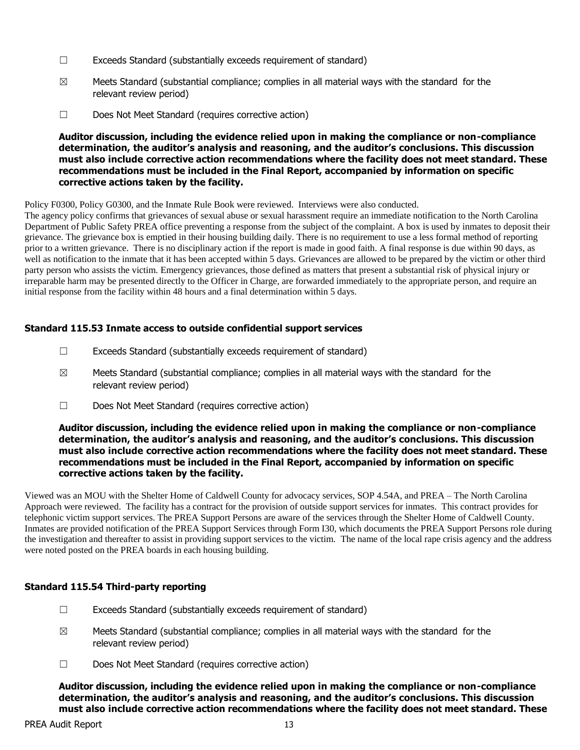☐ Exceeds Standard (substantially exceeds requirement of standard)

☒ Meets Standard (substantial compliance; complies in all material ways with the standard for the relevant review period)

☐ Does Not Meet Standard (requires corrective action)

**Auditor discussion, including the evidence relied upon in making the compliance or non-compliance determination, the auditor's analysis and reasoning, and the auditor's conclusions. This discussion must also include corrective action recommendations where the facility does not meet standard. These recommendations must be included in the Final Report, accompanied by information on specific corrective actions taken by the facility.**

Policy F0300, Policy G0300, and the Inmate Rule Book were reviewed. Interviews were also conducted.
The agency policy confirms that grievances of sexual abuse or sexual harassment require an immediate notification to the North Carolina Department of Public Safety PREA office preventing a response from the subject of the complaint. A box is used by inmates to deposit their grievance. The grievance box is emptied in their housing building daily. There is no requirement to use a less formal method of reporting prior to a written grievance. There is no disciplinary action if the report is made in good faith. A final response is due within 90 days, as well as notification to the inmate that it has been accepted within 5 days. Grievances are allowed to be prepared by the victim or other third party person who assists the victim. Emergency grievances, those defined as matters that present a substantial risk of physical injury or irreparable harm may be presented directly to the Officer in Charge, are forwarded immediately to the appropriate person, and require an initial response from the facility within 48 hours and a final determination within 5 days.

### Standard 115.53 Inmate access to outside confidential support services

☐ Exceeds Standard (substantially exceeds requirement of standard)

☒ Meets Standard (substantial compliance; complies in all material ways with the standard for the relevant review period)

☐ Does Not Meet Standard (requires corrective action)

**Auditor discussion, including the evidence relied upon in making the compliance or non-compliance determination, the auditor's analysis and reasoning, and the auditor's conclusions. This discussion must also include corrective action recommendations where the facility does not meet standard. These recommendations must be included in the Final Report, accompanied by information on specific corrective actions taken by the facility.**

Viewed was an MOU with the Shelter Home of Caldwell County for advocacy services, SOP 4.54A, and PREA – The North Carolina Approach were reviewed. The facility has a contract for the provision of outside support services for inmates. This contract provides for telephonic victim support services. The PREA Support Persons are aware of the services through the Shelter Home of Caldwell County. Inmates are provided notification of the PREA Support Services through Form I30, which documents the PREA Support Persons role during the investigation and thereafter to assist in providing support services to the victim. The name of the local rape crisis agency and the address were noted posted on the PREA boards in each housing building.

### Standard 115.54 Third-party reporting

☐ Exceeds Standard (substantially exceeds requirement of standard)

☒ Meets Standard (substantial compliance; complies in all material ways with the standard for the relevant review period)

☐ Does Not Meet Standard (requires corrective action)

**Auditor discussion, including the evidence relied upon in making the compliance or non-compliance determination, the auditor's analysis and reasoning, and the auditor's conclusions. This discussion must also include corrective action recommendations where the facility does not meet standard. These**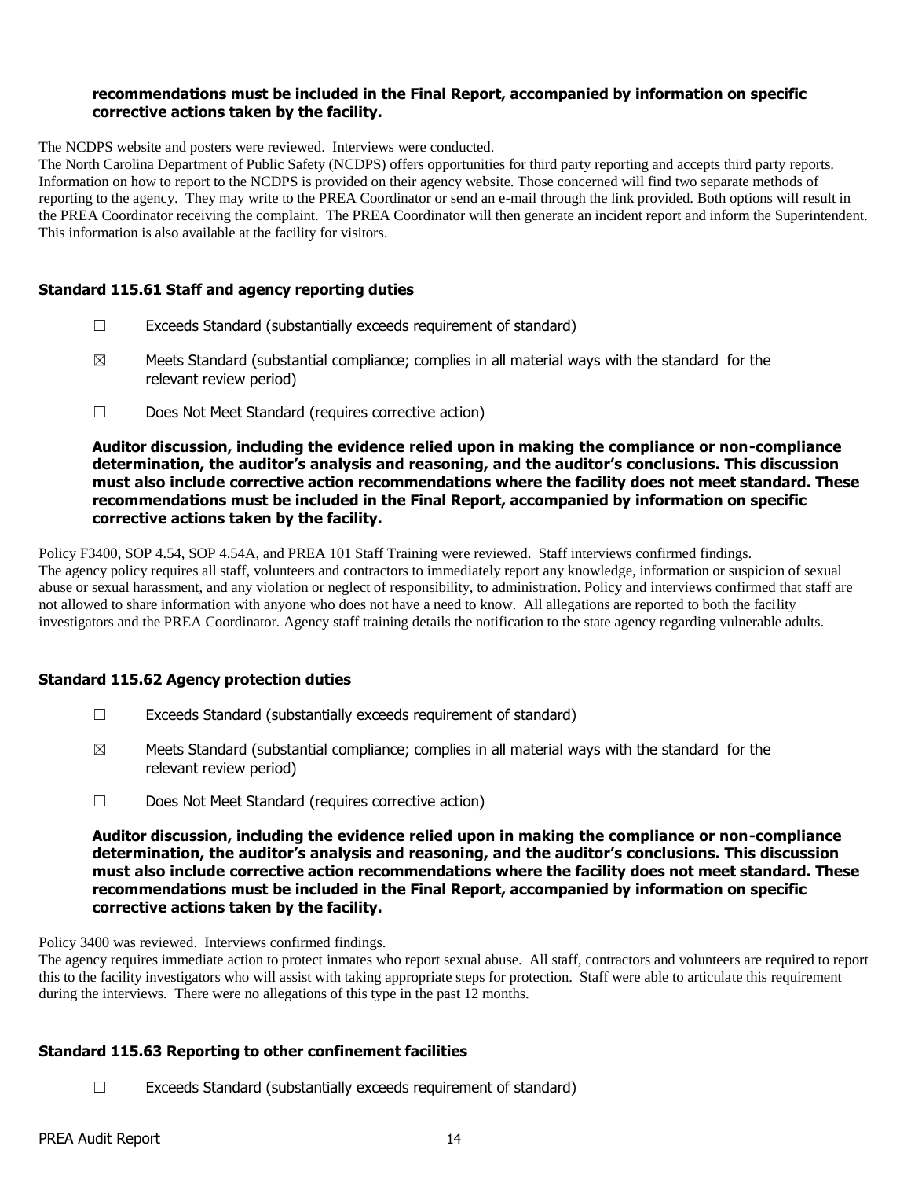**recommendations must be included in the Final Report, accompanied by information on specific corrective actions taken by the facility.**

The NCDPS website and posters were reviewed. Interviews were conducted.
The North Carolina Department of Public Safety (NCDPS) offers opportunities for third party reporting and accepts third party reports. Information on how to report to the NCDPS is provided on their agency website. Those concerned will find two separate methods of reporting to the agency. They may write to the PREA Coordinator or send an e-mail through the link provided. Both options will result in the PREA Coordinator receiving the complaint. The PREA Coordinator will then generate an incident report and inform the Superintendent. This information is also available at the facility for visitors.

### Standard 115.61 Staff and agency reporting duties

☐ Exceeds Standard (substantially exceeds requirement of standard)

☒ Meets Standard (substantial compliance; complies in all material ways with the standard for the relevant review period)

☐ Does Not Meet Standard (requires corrective action)

**Auditor discussion, including the evidence relied upon in making the compliance or non-compliance determination, the auditor's analysis and reasoning, and the auditor's conclusions. This discussion must also include corrective action recommendations where the facility does not meet standard. These recommendations must be included in the Final Report, accompanied by information on specific corrective actions taken by the facility.**

Policy F3400, SOP 4.54, SOP 4.54A, and PREA 101 Staff Training were reviewed. Staff interviews confirmed findings.
The agency policy requires all staff, volunteers and contractors to immediately report any knowledge, information or suspicion of sexual abuse or sexual harassment, and any violation or neglect of responsibility, to administration. Policy and interviews confirmed that staff are not allowed to share information with anyone who does not have a need to know. All allegations are reported to both the facility investigators and the PREA Coordinator. Agency staff training details the notification to the state agency regarding vulnerable adults.

### Standard 115.62 Agency protection duties

☐ Exceeds Standard (substantially exceeds requirement of standard)

☒ Meets Standard (substantial compliance; complies in all material ways with the standard for the relevant review period)

☐ Does Not Meet Standard (requires corrective action)

**Auditor discussion, including the evidence relied upon in making the compliance or non-compliance determination, the auditor's analysis and reasoning, and the auditor's conclusions. This discussion must also include corrective action recommendations where the facility does not meet standard. These recommendations must be included in the Final Report, accompanied by information on specific corrective actions taken by the facility.**

Policy 3400 was reviewed. Interviews confirmed findings.
The agency requires immediate action to protect inmates who report sexual abuse. All staff, contractors and volunteers are required to report this to the facility investigators who will assist with taking appropriate steps for protection. Staff were able to articulate this requirement during the interviews. There were no allegations of this type in the past 12 months.

### Standard 115.63 Reporting to other confinement facilities

☐ Exceeds Standard (substantially exceeds requirement of standard)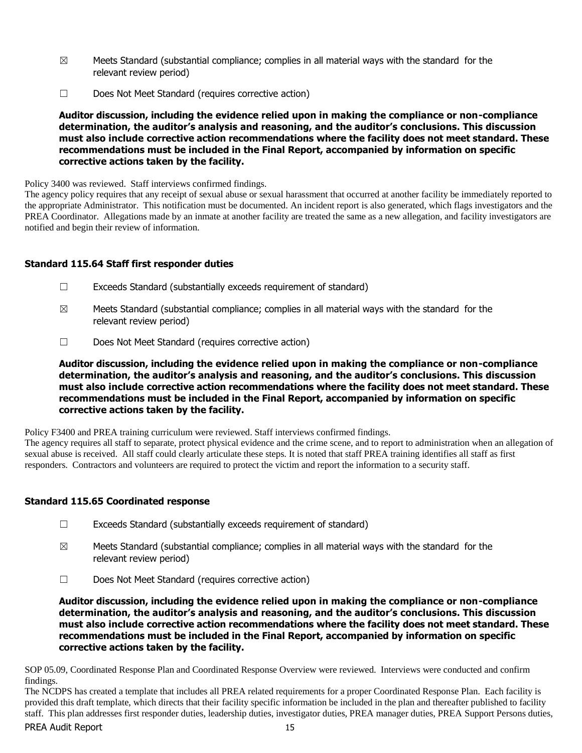☒ Meets Standard (substantial compliance; complies in all material ways with the standard for the relevant review period)

☐ Does Not Meet Standard (requires corrective action)

**Auditor discussion, including the evidence relied upon in making the compliance or non-compliance determination, the auditor's analysis and reasoning, and the auditor's conclusions. This discussion must also include corrective action recommendations where the facility does not meet standard. These recommendations must be included in the Final Report, accompanied by information on specific corrective actions taken by the facility.**

Policy 3400 was reviewed. Staff interviews confirmed findings.
The agency policy requires that any receipt of sexual abuse or sexual harassment that occurred at another facility be immediately reported to the appropriate Administrator. This notification must be documented. An incident report is also generated, which flags investigators and the PREA Coordinator. Allegations made by an inmate at another facility are treated the same as a new allegation, and facility investigators are notified and begin their review of information.

### Standard 115.64 Staff first responder duties

☐ Exceeds Standard (substantially exceeds requirement of standard)

☒ Meets Standard (substantial compliance; complies in all material ways with the standard for the relevant review period)

☐ Does Not Meet Standard (requires corrective action)

**Auditor discussion, including the evidence relied upon in making the compliance or non-compliance determination, the auditor's analysis and reasoning, and the auditor's conclusions. This discussion must also include corrective action recommendations where the facility does not meet standard. These recommendations must be included in the Final Report, accompanied by information on specific corrective actions taken by the facility.**

Policy F3400 and PREA training curriculum were reviewed. Staff interviews confirmed findings.
The agency requires all staff to separate, protect physical evidence and the crime scene, and to report to administration when an allegation of sexual abuse is received. All staff could clearly articulate these steps. It is noted that staff PREA training identifies all staff as first responders. Contractors and volunteers are required to protect the victim and report the information to a security staff.

### Standard 115.65 Coordinated response

☐ Exceeds Standard (substantially exceeds requirement of standard)

☒ Meets Standard (substantial compliance; complies in all material ways with the standard for the relevant review period)

☐ Does Not Meet Standard (requires corrective action)

**Auditor discussion, including the evidence relied upon in making the compliance or non-compliance determination, the auditor's analysis and reasoning, and the auditor's conclusions. This discussion must also include corrective action recommendations where the facility does not meet standard. These recommendations must be included in the Final Report, accompanied by information on specific corrective actions taken by the facility.**

SOP 05.09, Coordinated Response Plan and Coordinated Response Overview were reviewed. Interviews were conducted and confirm findings.
The NCDPS has created a template that includes all PREA related requirements for a proper Coordinated Response Plan. Each facility is provided this draft template, which directs that their facility specific information be included in the plan and thereafter published to facility staff. This plan addresses first responder duties, leadership duties, investigator duties, PREA manager duties, PREA Support Persons duties,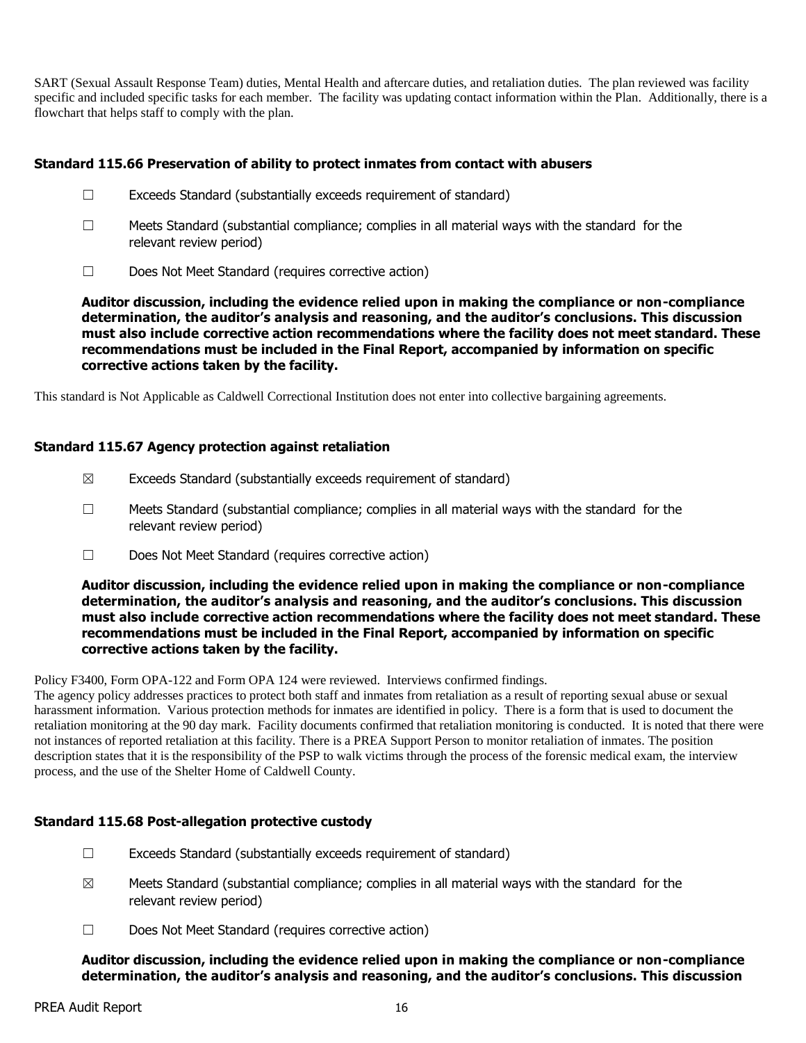SART (Sexual Assault Response Team) duties, Mental Health and aftercare duties, and retaliation duties. The plan reviewed was facility specific and included specific tasks for each member. The facility was updating contact information within the Plan. Additionally, there is a flowchart that helps staff to comply with the plan.

### Standard 115.66 Preservation of ability to protect inmates from contact with abusers

☐ Exceeds Standard (substantially exceeds requirement of standard)

☐ Meets Standard (substantial compliance; complies in all material ways with the standard for the relevant review period)

☐ Does Not Meet Standard (requires corrective action)

**Auditor discussion, including the evidence relied upon in making the compliance or non-compliance determination, the auditor's analysis and reasoning, and the auditor's conclusions. This discussion must also include corrective action recommendations where the facility does not meet standard. These recommendations must be included in the Final Report, accompanied by information on specific corrective actions taken by the facility.**

This standard is Not Applicable as Caldwell Correctional Institution does not enter into collective bargaining agreements.

### Standard 115.67 Agency protection against retaliation

☒ Exceeds Standard (substantially exceeds requirement of standard)

☐ Meets Standard (substantial compliance; complies in all material ways with the standard for the relevant review period)

☐ Does Not Meet Standard (requires corrective action)

**Auditor discussion, including the evidence relied upon in making the compliance or non-compliance determination, the auditor's analysis and reasoning, and the auditor's conclusions. This discussion must also include corrective action recommendations where the facility does not meet standard. These recommendations must be included in the Final Report, accompanied by information on specific corrective actions taken by the facility.**

Policy F3400, Form OPA-122 and Form OPA 124 were reviewed. Interviews confirmed findings.
The agency policy addresses practices to protect both staff and inmates from retaliation as a result of reporting sexual abuse or sexual harassment information. Various protection methods for inmates are identified in policy. There is a form that is used to document the retaliation monitoring at the 90 day mark. Facility documents confirmed that retaliation monitoring is conducted. It is noted that there were not instances of reported retaliation at this facility. There is a PREA Support Person to monitor retaliation of inmates. The position description states that it is the responsibility of the PSP to walk victims through the process of the forensic medical exam, the interview process, and the use of the Shelter Home of Caldwell County.

### Standard 115.68 Post-allegation protective custody

☐ Exceeds Standard (substantially exceeds requirement of standard)

☒ Meets Standard (substantial compliance; complies in all material ways with the standard for the relevant review period)

☐ Does Not Meet Standard (requires corrective action)

**Auditor discussion, including the evidence relied upon in making the compliance or non-compliance determination, the auditor's analysis and reasoning, and the auditor's conclusions. This discussion**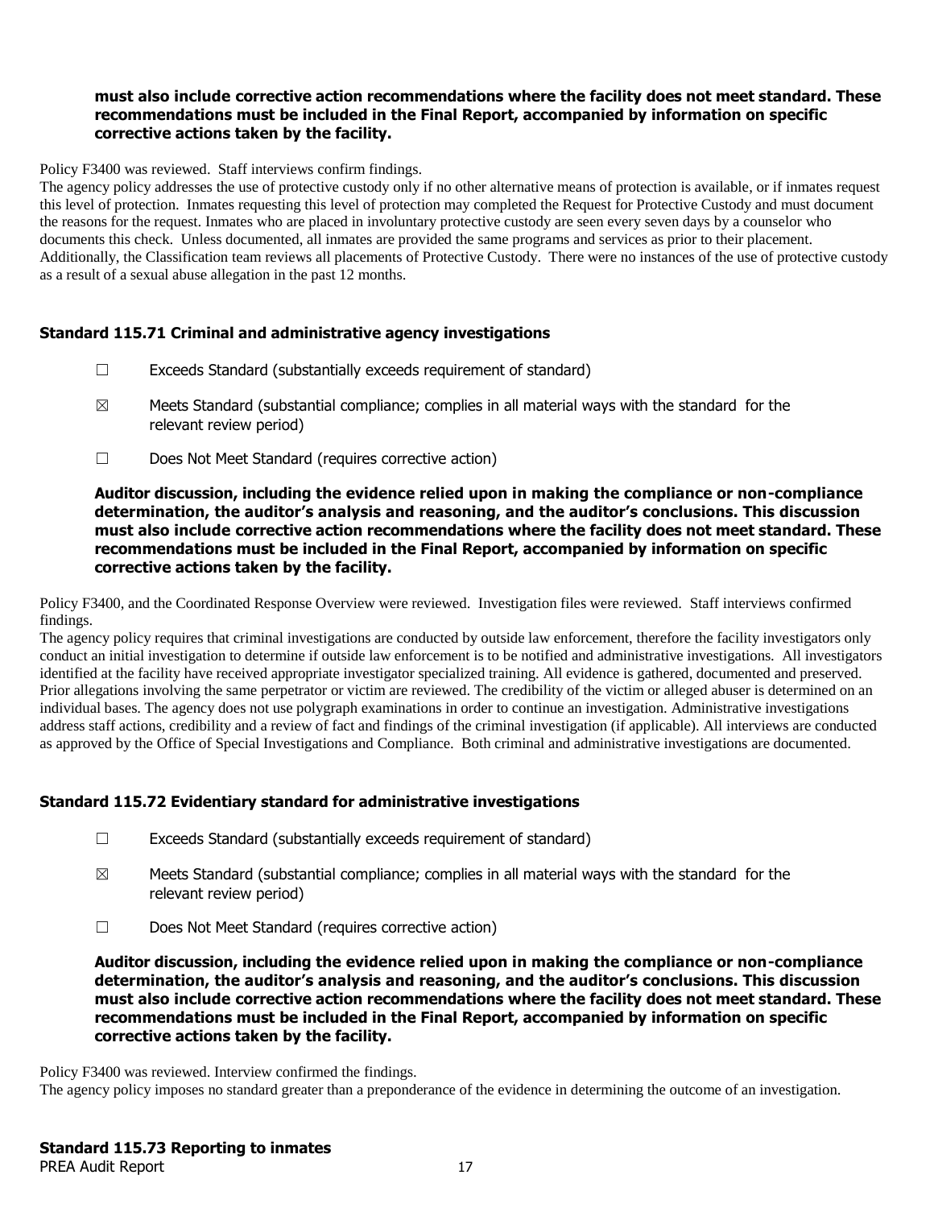**must also include corrective action recommendations where the facility does not meet standard. These recommendations must be included in the Final Report, accompanied by information on specific corrective actions taken by the facility.**

Policy F3400 was reviewed. Staff interviews confirm findings.

The agency policy addresses the use of protective custody only if no other alternative means of protection is available, or if inmates request this level of protection. Inmates requesting this level of protection may completed the Request for Protective Custody and must document the reasons for the request. Inmates who are placed in involuntary protective custody are seen every seven days by a counselor who documents this check. Unless documented, all inmates are provided the same programs and services as prior to their placement. Additionally, the Classification team reviews all placements of Protective Custody. There were no instances of the use of protective custody as a result of a sexual abuse allegation in the past 12 months.

### Standard 115.71 Criminal and administrative agency investigations

☐ Exceeds Standard (substantially exceeds requirement of standard)

☒ Meets Standard (substantial compliance; complies in all material ways with the standard for the relevant review period)

☐ Does Not Meet Standard (requires corrective action)

**Auditor discussion, including the evidence relied upon in making the compliance or non-compliance determination, the auditor's analysis and reasoning, and the auditor's conclusions. This discussion must also include corrective action recommendations where the facility does not meet standard. These recommendations must be included in the Final Report, accompanied by information on specific corrective actions taken by the facility.**

Policy F3400, and the Coordinated Response Overview were reviewed. Investigation files were reviewed. Staff interviews confirmed findings.

The agency policy requires that criminal investigations are conducted by outside law enforcement, therefore the facility investigators only conduct an initial investigation to determine if outside law enforcement is to be notified and administrative investigations. All investigators identified at the facility have received appropriate investigator specialized training. All evidence is gathered, documented and preserved. Prior allegations involving the same perpetrator or victim are reviewed. The credibility of the victim or alleged abuser is determined on an individual bases. The agency does not use polygraph examinations in order to continue an investigation. Administrative investigations address staff actions, credibility and a review of fact and findings of the criminal investigation (if applicable). All interviews are conducted as approved by the Office of Special Investigations and Compliance. Both criminal and administrative investigations are documented.

### Standard 115.72 Evidentiary standard for administrative investigations

☐ Exceeds Standard (substantially exceeds requirement of standard)

☒ Meets Standard (substantial compliance; complies in all material ways with the standard for the relevant review period)

☐ Does Not Meet Standard (requires corrective action)

**Auditor discussion, including the evidence relied upon in making the compliance or non-compliance determination, the auditor's analysis and reasoning, and the auditor's conclusions. This discussion must also include corrective action recommendations where the facility does not meet standard. These recommendations must be included in the Final Report, accompanied by information on specific corrective actions taken by the facility.**

Policy F3400 was reviewed. Interview confirmed the findings.

The agency policy imposes no standard greater than a preponderance of the evidence in determining the outcome of an investigation.

### Standard 115.73 Reporting to inmates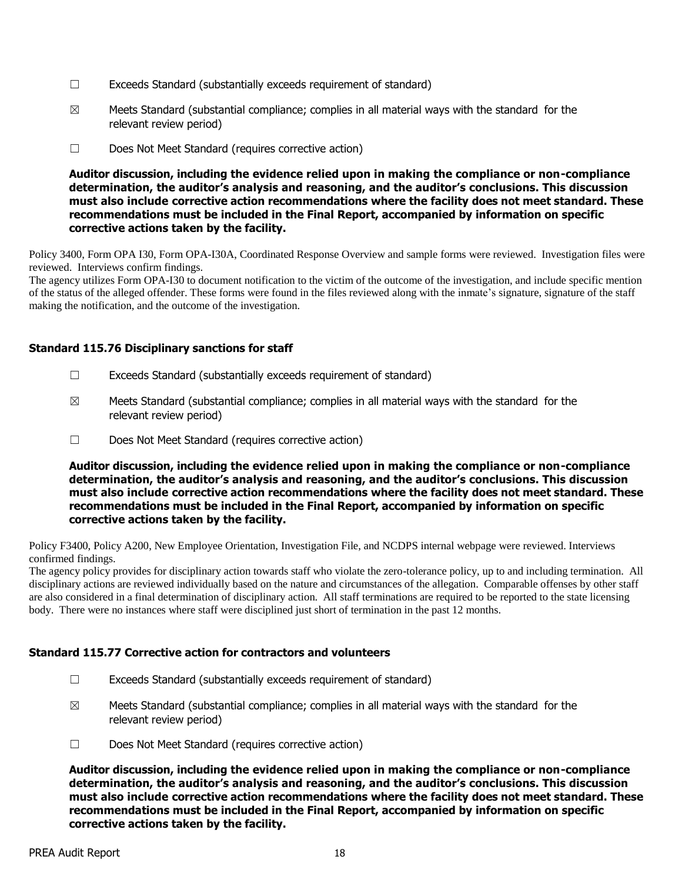☐ Exceeds Standard (substantially exceeds requirement of standard)

☒ Meets Standard (substantial compliance; complies in all material ways with the standard for the relevant review period)

☐ Does Not Meet Standard (requires corrective action)

**Auditor discussion, including the evidence relied upon in making the compliance or non-compliance determination, the auditor's analysis and reasoning, and the auditor's conclusions. This discussion must also include corrective action recommendations where the facility does not meet standard. These recommendations must be included in the Final Report, accompanied by information on specific corrective actions taken by the facility.**

Policy 3400, Form OPA I30, Form OPA-I30A, Coordinated Response Overview and sample forms were reviewed. Investigation files were reviewed. Interviews confirm findings.
The agency utilizes Form OPA-I30 to document notification to the victim of the outcome of the investigation, and include specific mention of the status of the alleged offender. These forms were found in the files reviewed along with the inmate's signature, signature of the staff making the notification, and the outcome of the investigation.

### Standard 115.76 Disciplinary sanctions for staff

☐ Exceeds Standard (substantially exceeds requirement of standard)

☒ Meets Standard (substantial compliance; complies in all material ways with the standard for the relevant review period)

☐ Does Not Meet Standard (requires corrective action)

**Auditor discussion, including the evidence relied upon in making the compliance or non-compliance determination, the auditor's analysis and reasoning, and the auditor's conclusions. This discussion must also include corrective action recommendations where the facility does not meet standard. These recommendations must be included in the Final Report, accompanied by information on specific corrective actions taken by the facility.**

Policy F3400, Policy A200, New Employee Orientation, Investigation File, and NCDPS internal webpage were reviewed. Interviews confirmed findings.
The agency policy provides for disciplinary action towards staff who violate the zero-tolerance policy, up to and including termination. All disciplinary actions are reviewed individually based on the nature and circumstances of the allegation. Comparable offenses by other staff are also considered in a final determination of disciplinary action. All staff terminations are required to be reported to the state licensing body. There were no instances where staff were disciplined just short of termination in the past 12 months.

### Standard 115.77 Corrective action for contractors and volunteers

☐ Exceeds Standard (substantially exceeds requirement of standard)

☒ Meets Standard (substantial compliance; complies in all material ways with the standard for the relevant review period)

☐ Does Not Meet Standard (requires corrective action)

**Auditor discussion, including the evidence relied upon in making the compliance or non-compliance determination, the auditor's analysis and reasoning, and the auditor's conclusions. This discussion must also include corrective action recommendations where the facility does not meet standard. These recommendations must be included in the Final Report, accompanied by information on specific corrective actions taken by the facility.**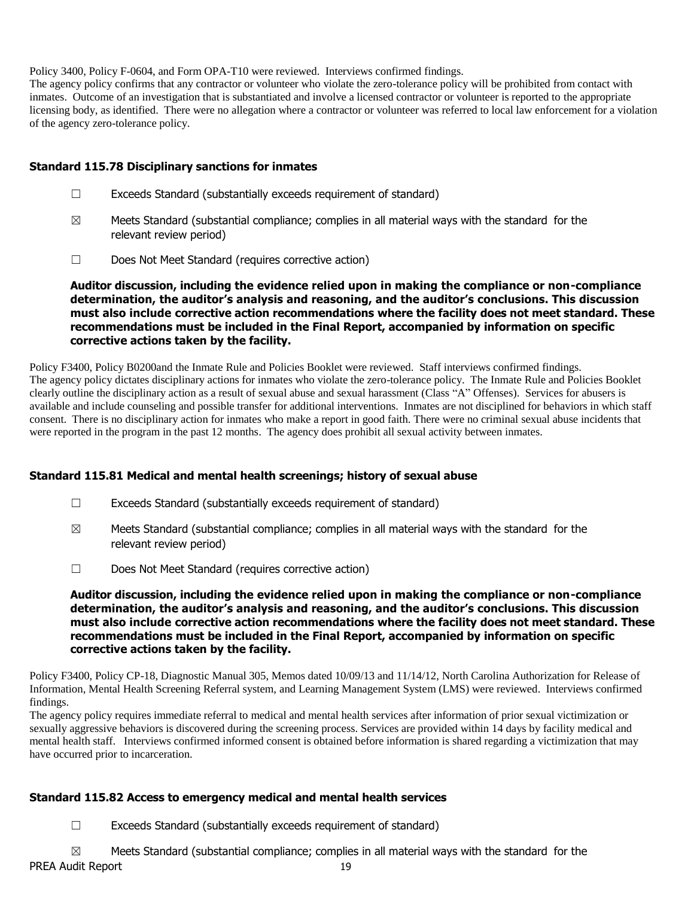Policy 3400, Policy F-0604, and Form OPA-T10 were reviewed. Interviews confirmed findings.
The agency policy confirms that any contractor or volunteer who violate the zero-tolerance policy will be prohibited from contact with inmates. Outcome of an investigation that is substantiated and involve a licensed contractor or volunteer is reported to the appropriate licensing body, as identified. There were no allegation where a contractor or volunteer was referred to local law enforcement for a violation of the agency zero-tolerance policy.

### Standard 115.78 Disciplinary sanctions for inmates

☐ Exceeds Standard (substantially exceeds requirement of standard)

☒ Meets Standard (substantial compliance; complies in all material ways with the standard for the relevant review period)

☐ Does Not Meet Standard (requires corrective action)

**Auditor discussion, including the evidence relied upon in making the compliance or non-compliance determination, the auditor's analysis and reasoning, and the auditor's conclusions. This discussion must also include corrective action recommendations where the facility does not meet standard. These recommendations must be included in the Final Report, accompanied by information on specific corrective actions taken by the facility.**

Policy F3400, Policy B0200and the Inmate Rule and Policies Booklet were reviewed. Staff interviews confirmed findings.
The agency policy dictates disciplinary actions for inmates who violate the zero-tolerance policy. The Inmate Rule and Policies Booklet clearly outline the disciplinary action as a result of sexual abuse and sexual harassment (Class "A" Offenses). Services for abusers is available and include counseling and possible transfer for additional interventions. Inmates are not disciplined for behaviors in which staff consent. There is no disciplinary action for inmates who make a report in good faith. There were no criminal sexual abuse incidents that were reported in the program in the past 12 months. The agency does prohibit all sexual activity between inmates.

### Standard 115.81 Medical and mental health screenings; history of sexual abuse

☐ Exceeds Standard (substantially exceeds requirement of standard)

☒ Meets Standard (substantial compliance; complies in all material ways with the standard for the relevant review period)

☐ Does Not Meet Standard (requires corrective action)

**Auditor discussion, including the evidence relied upon in making the compliance or non-compliance determination, the auditor's analysis and reasoning, and the auditor's conclusions. This discussion must also include corrective action recommendations where the facility does not meet standard. These recommendations must be included in the Final Report, accompanied by information on specific corrective actions taken by the facility.**

Policy F3400, Policy CP-18, Diagnostic Manual 305, Memos dated 10/09/13 and 11/14/12, North Carolina Authorization for Release of Information, Mental Health Screening Referral system, and Learning Management System (LMS) were reviewed. Interviews confirmed findings.
The agency policy requires immediate referral to medical and mental health services after information of prior sexual victimization or sexually aggressive behaviors is discovered during the screening process. Services are provided within 14 days by facility medical and mental health staff. Interviews confirmed informed consent is obtained before information is shared regarding a victimization that may have occurred prior to incarceration.

### Standard 115.82 Access to emergency medical and mental health services

☐ Exceeds Standard (substantially exceeds requirement of standard)

☒ Meets Standard (substantial compliance; complies in all material ways with the standard for the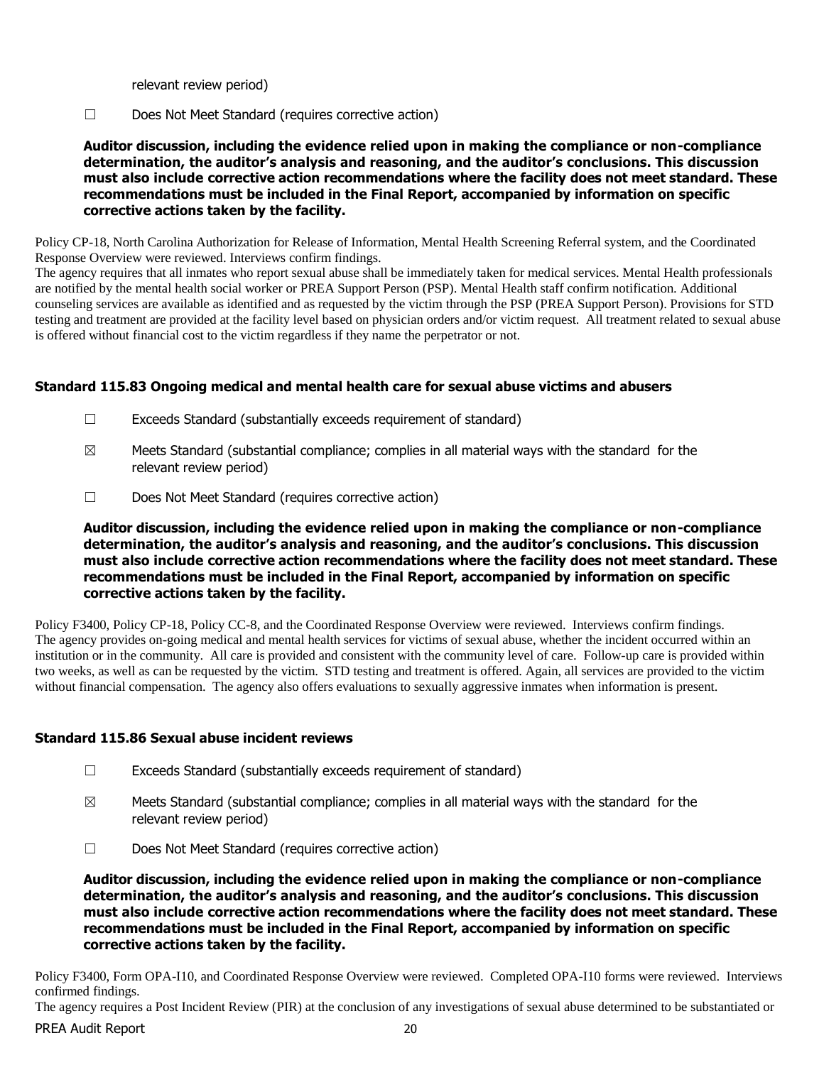relevant review period)

☐ Does Not Meet Standard (requires corrective action)

**Auditor discussion, including the evidence relied upon in making the compliance or non-compliance determination, the auditor's analysis and reasoning, and the auditor's conclusions. This discussion must also include corrective action recommendations where the facility does not meet standard. These recommendations must be included in the Final Report, accompanied by information on specific corrective actions taken by the facility.**

Policy CP-18, North Carolina Authorization for Release of Information, Mental Health Screening Referral system, and the Coordinated Response Overview were reviewed. Interviews confirm findings.
The agency requires that all inmates who report sexual abuse shall be immediately taken for medical services. Mental Health professionals are notified by the mental health social worker or PREA Support Person (PSP). Mental Health staff confirm notification. Additional counseling services are available as identified and as requested by the victim through the PSP (PREA Support Person). Provisions for STD testing and treatment are provided at the facility level based on physician orders and/or victim request. All treatment related to sexual abuse is offered without financial cost to the victim regardless if they name the perpetrator or not.

### Standard 115.83 Ongoing medical and mental health care for sexual abuse victims and abusers

☐ Exceeds Standard (substantially exceeds requirement of standard)

☒ Meets Standard (substantial compliance; complies in all material ways with the standard for the relevant review period)

☐ Does Not Meet Standard (requires corrective action)

**Auditor discussion, including the evidence relied upon in making the compliance or non-compliance determination, the auditor's analysis and reasoning, and the auditor's conclusions. This discussion must also include corrective action recommendations where the facility does not meet standard. These recommendations must be included in the Final Report, accompanied by information on specific corrective actions taken by the facility.**

Policy F3400, Policy CP-18, Policy CC-8, and the Coordinated Response Overview were reviewed. Interviews confirm findings.
The agency provides on-going medical and mental health services for victims of sexual abuse, whether the incident occurred within an institution or in the community. All care is provided and consistent with the community level of care. Follow-up care is provided within two weeks, as well as can be requested by the victim. STD testing and treatment is offered. Again, all services are provided to the victim without financial compensation. The agency also offers evaluations to sexually aggressive inmates when information is present.

### Standard 115.86 Sexual abuse incident reviews

☐ Exceeds Standard (substantially exceeds requirement of standard)

☒ Meets Standard (substantial compliance; complies in all material ways with the standard for the relevant review period)

☐ Does Not Meet Standard (requires corrective action)

**Auditor discussion, including the evidence relied upon in making the compliance or non-compliance determination, the auditor's analysis and reasoning, and the auditor's conclusions. This discussion must also include corrective action recommendations where the facility does not meet standard. These recommendations must be included in the Final Report, accompanied by information on specific corrective actions taken by the facility.**

Policy F3400, Form OPA-I10, and Coordinated Response Overview were reviewed. Completed OPA-I10 forms were reviewed. Interviews confirmed findings.
The agency requires a Post Incident Review (PIR) at the conclusion of any investigations of sexual abuse determined to be substantiated or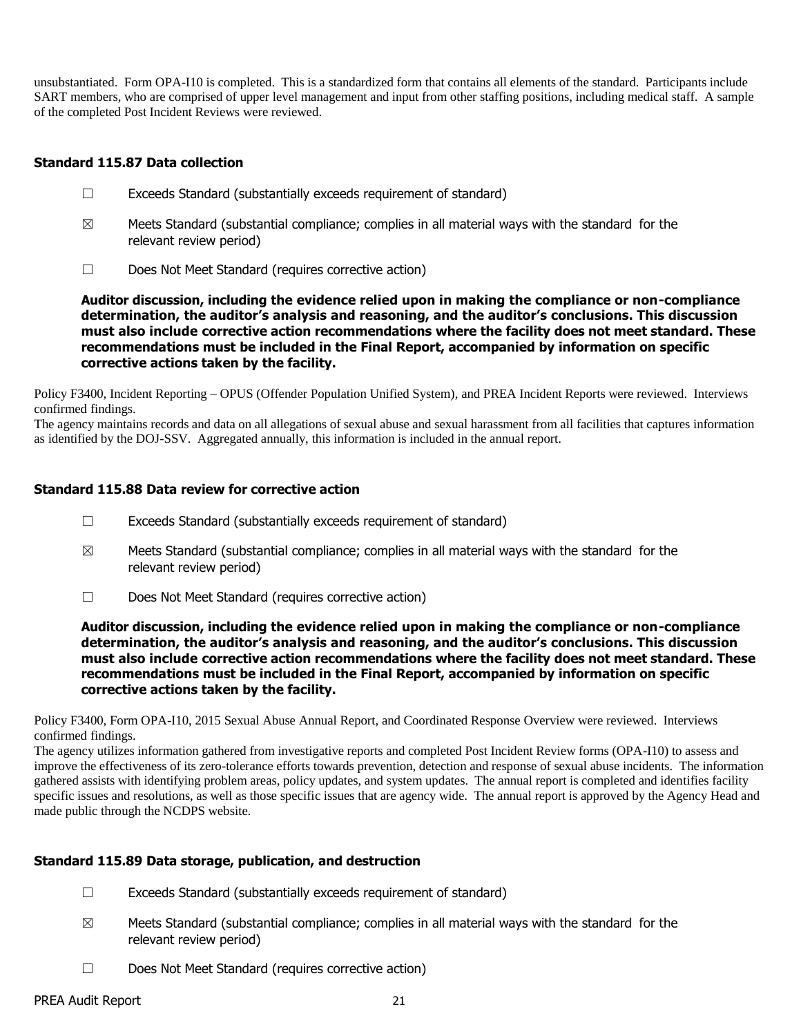unsubstantiated. Form OPA-I10 is completed. This is a standardized form that contains all elements of the standard. Participants include SART members, who are comprised of upper level management and input from other staffing positions, including medical staff. A sample of the completed Post Incident Reviews were reviewed.

### Standard 115.87 Data collection

☐ Exceeds Standard (substantially exceeds requirement of standard)

☒ Meets Standard (substantial compliance; complies in all material ways with the standard for the relevant review period)

☐ Does Not Meet Standard (requires corrective action)

**Auditor discussion, including the evidence relied upon in making the compliance or non-compliance determination, the auditor's analysis and reasoning, and the auditor's conclusions. This discussion must also include corrective action recommendations where the facility does not meet standard. These recommendations must be included in the Final Report, accompanied by information on specific corrective actions taken by the facility.**

Policy F3400, Incident Reporting – OPUS (Offender Population Unified System), and PREA Incident Reports were reviewed. Interviews confirmed findings.
The agency maintains records and data on all allegations of sexual abuse and sexual harassment from all facilities that captures information as identified by the DOJ-SSV. Aggregated annually, this information is included in the annual report.

### Standard 115.88 Data review for corrective action

☐ Exceeds Standard (substantially exceeds requirement of standard)

☒ Meets Standard (substantial compliance; complies in all material ways with the standard for the relevant review period)

☐ Does Not Meet Standard (requires corrective action)

**Auditor discussion, including the evidence relied upon in making the compliance or non-compliance determination, the auditor's analysis and reasoning, and the auditor's conclusions. This discussion must also include corrective action recommendations where the facility does not meet standard. These recommendations must be included in the Final Report, accompanied by information on specific corrective actions taken by the facility.**

Policy F3400, Form OPA-I10, 2015 Sexual Abuse Annual Report, and Coordinated Response Overview were reviewed. Interviews confirmed findings.
The agency utilizes information gathered from investigative reports and completed Post Incident Review forms (OPA-I10) to assess and improve the effectiveness of its zero-tolerance efforts towards prevention, detection and response of sexual abuse incidents. The information gathered assists with identifying problem areas, policy updates, and system updates. The annual report is completed and identifies facility specific issues and resolutions, as well as those specific issues that are agency wide. The annual report is approved by the Agency Head and made public through the NCDPS website.

### Standard 115.89 Data storage, publication, and destruction

☐ Exceeds Standard (substantially exceeds requirement of standard)

☒ Meets Standard (substantial compliance; complies in all material ways with the standard for the relevant review period)

☐ Does Not Meet Standard (requires corrective action)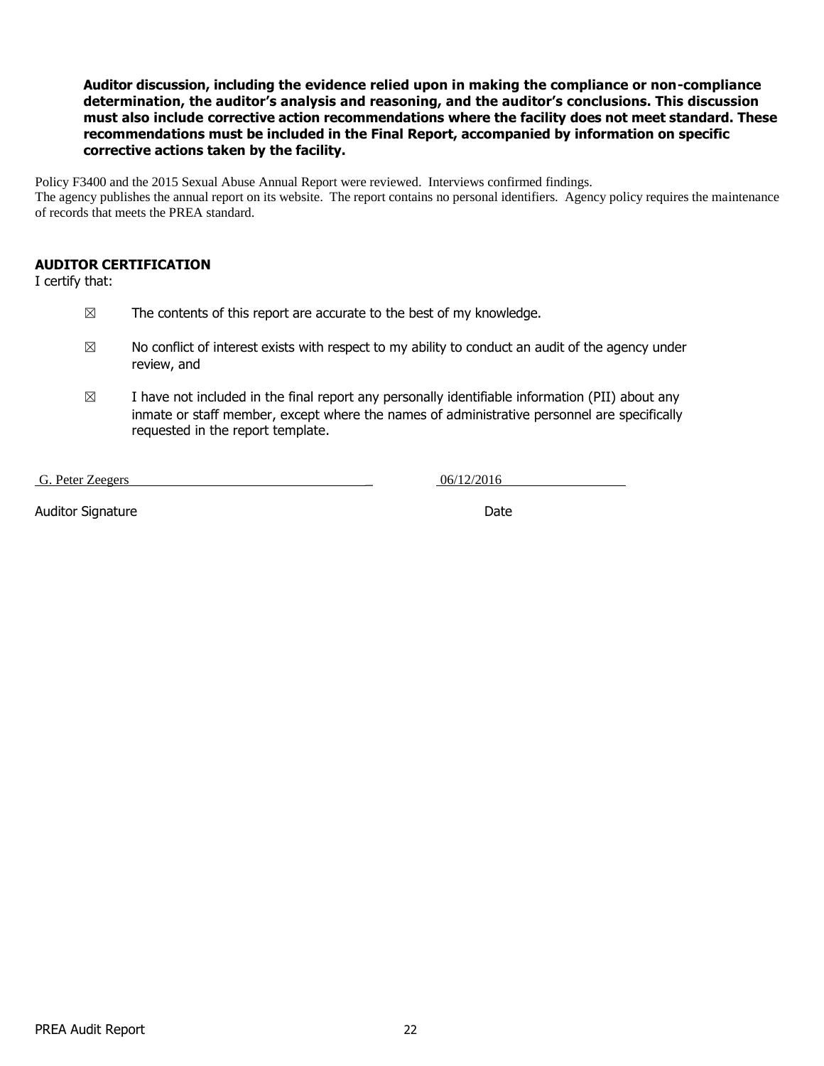**Auditor discussion, including the evidence relied upon in making the compliance or non-compliance determination, the auditor's analysis and reasoning, and the auditor's conclusions. This discussion must also include corrective action recommendations where the facility does not meet standard. These recommendations must be included in the Final Report, accompanied by information on specific corrective actions taken by the facility.**

Policy F3400 and the 2015 Sexual Abuse Annual Report were reviewed. Interviews confirmed findings.
The agency publishes the annual report on its website. The report contains no personal identifiers. Agency policy requires the maintenance of records that meets the PREA standard.

## AUDITOR CERTIFICATION

I certify that:

☒ The contents of this report are accurate to the best of my knowledge.

☒ No conflict of interest exists with respect to my ability to conduct an audit of the agency under review, and

☒ I have not included in the final report any personally identifiable information (PII) about any inmate or staff member, except where the names of administrative personnel are specifically requested in the report template.

G. Peter Zeegers — 06/12/2016

Auditor Signature — Date